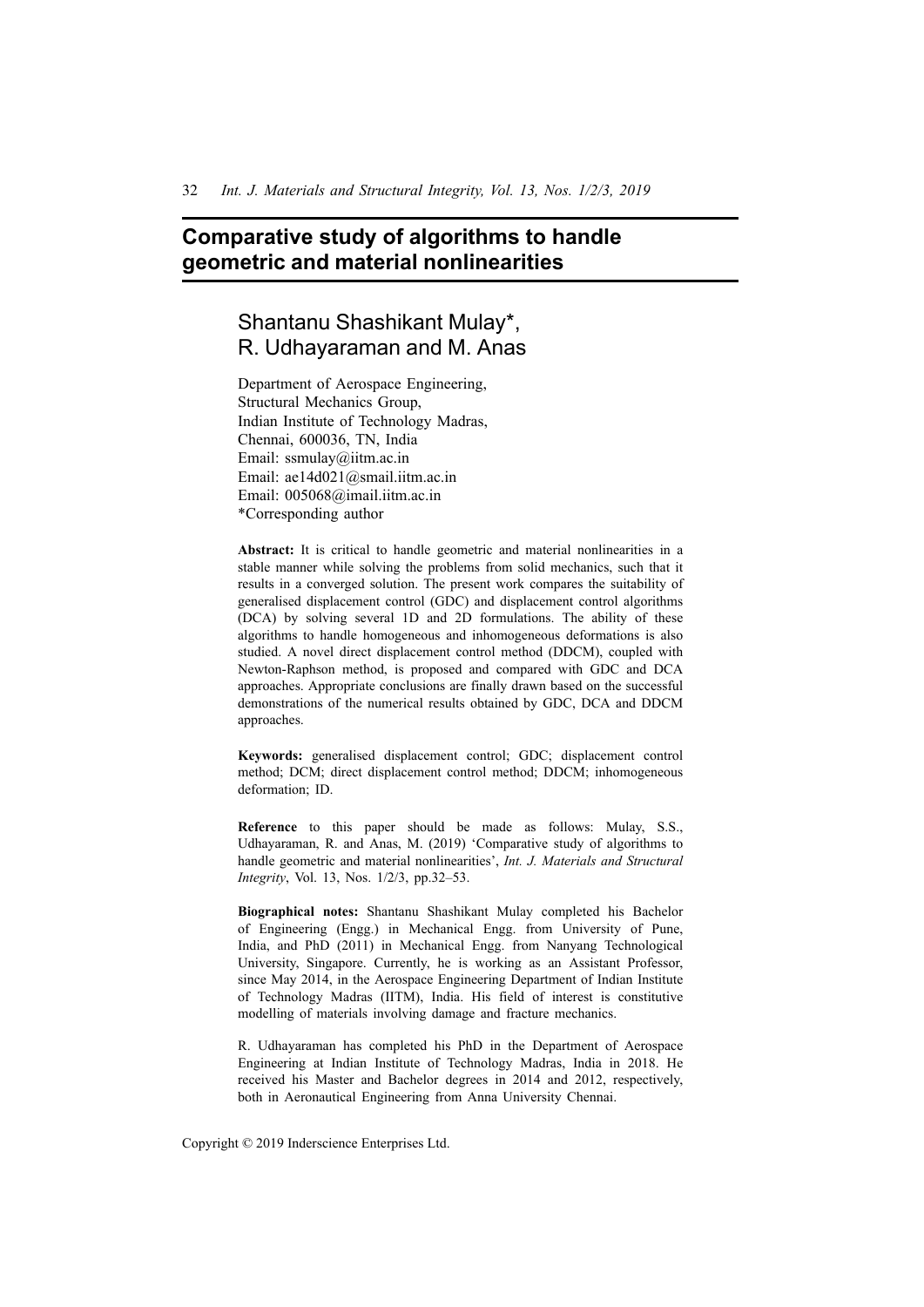# Comparative study of algorithms to handle geometric and material nonlinearities

## Shantanu Shashikant Mulay*, R. Udhayaraman and M. Anas

Department of Aerospace Engineering,
Structural Mechanics Group,
Indian Institute of Technology Madras,
Chennai, 600036, TN, India
Email: ssmulay@iitm.ac.in
Email: ae14d021@smail.iitm.ac.in
Email: 005068@imail.iitm.ac.in
*Corresponding author

**Abstract:** It is critical to handle geometric and material nonlinearities in a stable manner while solving the problems from solid mechanics, such that it results in a converged solution. The present work compares the suitability of generalised displacement control (GDC) and displacement control algorithms (DCA) by solving several 1D and 2D formulations. The ability of these algorithms to handle homogeneous and inhomogeneous deformations is also studied. A novel direct displacement control method (DDCM), coupled with Newton-Raphson method, is proposed and compared with GDC and DCA approaches. Appropriate conclusions are finally drawn based on the successful demonstrations of the numerical results obtained by GDC, DCA and DDCM approaches.

**Keywords:** generalised displacement control; GDC; displacement control method; DCM; direct displacement control method; DDCM; inhomogeneous deformation; ID.

**Reference** to this paper should be made as follows: Mulay, S.S., Udhayaraman, R. and Anas, M. (2019) 'Comparative study of algorithms to handle geometric and material nonlinearities', *Int. J. Materials and Structural Integrity*, Vol. 13, Nos. 1/2/3, pp.32–53.

**Biographical notes:** Shantanu Shashikant Mulay completed his Bachelor of Engineering (Engg.) in Mechanical Engg. from University of Pune, India, and PhD (2011) in Mechanical Engg. from Nanyang Technological University, Singapore. Currently, he is working as an Assistant Professor, since May 2014, in the Aerospace Engineering Department of Indian Institute of Technology Madras (IITM), India. His field of interest is constitutive modelling of materials involving damage and fracture mechanics.

R. Udhayaraman has completed his PhD in the Department of Aerospace Engineering at Indian Institute of Technology Madras, India in 2018. He received his Master and Bachelor degrees in 2014 and 2012, respectively, both in Aeronautical Engineering from Anna University Chennai.

Copyright © 2019 Inderscience Enterprises Ltd.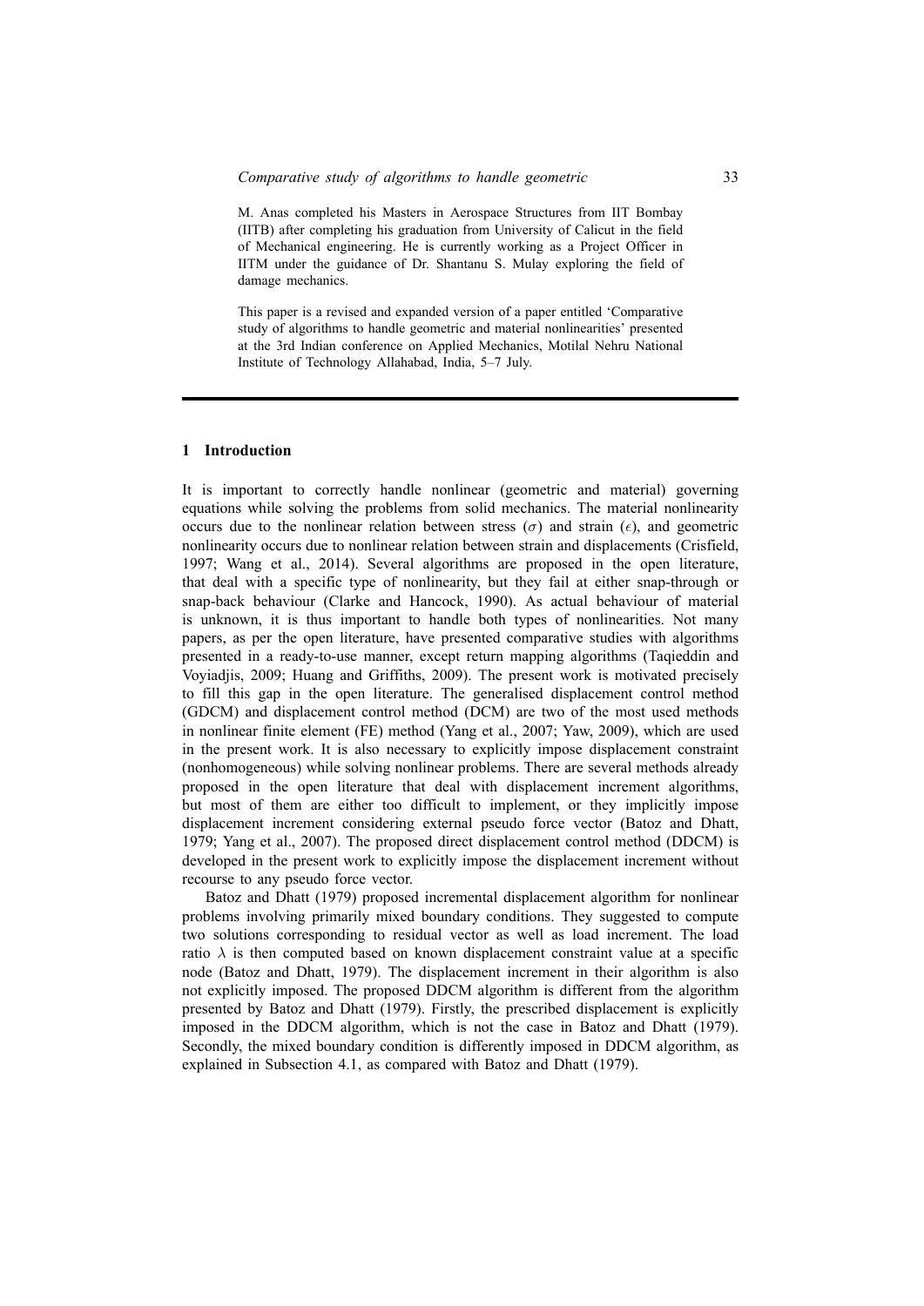M. Anas completed his Masters in Aerospace Structures from IIT Bombay (IITB) after completing his graduation from University of Calicut in the field of Mechanical engineering. He is currently working as a Project Officer in IITM under the guidance of Dr. Shantanu S. Mulay exploring the field of damage mechanics.

This paper is a revised and expanded version of a paper entitled 'Comparative study of algorithms to handle geometric and material nonlinearities' presented at the 3rd Indian conference on Applied Mechanics, Motilal Nehru National Institute of Technology Allahabad, India, 5–7 July.

## 1 Introduction

It is important to correctly handle nonlinear (geometric and material) governing equations while solving the problems from solid mechanics. The material nonlinearity occurs due to the nonlinear relation between stress ($\sigma$) and strain ($\epsilon$), and geometric nonlinearity occurs due to nonlinear relation between strain and displacements (Crisfield, 1997; Wang et al., 2014). Several algorithms are proposed in the open literature, that deal with a specific type of nonlinearity, but they fail at either snap-through or snap-back behaviour (Clarke and Hancock, 1990). As actual behaviour of material is unknown, it is thus important to handle both types of nonlinearities. Not many papers, as per the open literature, have presented comparative studies with algorithms presented in a ready-to-use manner, except return mapping algorithms (Taqieddin and Voyiadjis, 2009; Huang and Griffiths, 2009). The present work is motivated precisely to fill this gap in the open literature. The generalised displacement control method (GDCM) and displacement control method (DCM) are two of the most used methods in nonlinear finite element (FE) method (Yang et al., 2007; Yaw, 2009), which are used in the present work. It is also necessary to explicitly impose displacement constraint (nonhomogeneous) while solving nonlinear problems. There are several methods already proposed in the open literature that deal with displacement increment algorithms, but most of them are either too difficult to implement, or they implicitly impose displacement increment considering external pseudo force vector (Batoz and Dhatt, 1979; Yang et al., 2007). The proposed direct displacement control method (DDCM) is developed in the present work to explicitly impose the displacement increment without recourse to any pseudo force vector.

Batoz and Dhatt (1979) proposed incremental displacement algorithm for nonlinear problems involving primarily mixed boundary conditions. They suggested to compute two solutions corresponding to residual vector as well as load increment. The load ratio $\lambda$ is then computed based on known displacement constraint value at a specific node (Batoz and Dhatt, 1979). The displacement increment in their algorithm is also not explicitly imposed. The proposed DDCM algorithm is different from the algorithm presented by Batoz and Dhatt (1979). Firstly, the prescribed displacement is explicitly imposed in the DDCM algorithm, which is not the case in Batoz and Dhatt (1979). Secondly, the mixed boundary condition is differently imposed in DDCM algorithm, as explained in Subsection 4.1, as compared with Batoz and Dhatt (1979).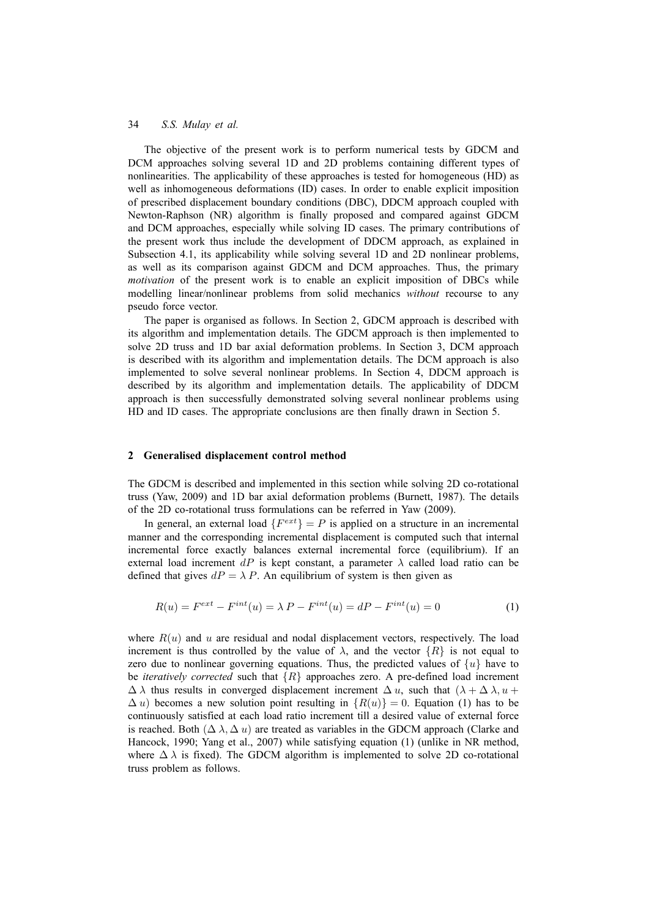The objective of the present work is to perform numerical tests by GDCM and DCM approaches solving several 1D and 2D problems containing different types of nonlinearities. The applicability of these approaches is tested for homogeneous (HD) as well as inhomogeneous deformations (ID) cases. In order to enable explicit imposition of prescribed displacement boundary conditions (DBC), DDCM approach coupled with Newton-Raphson (NR) algorithm is finally proposed and compared against GDCM and DCM approaches, especially while solving ID cases. The primary contributions of the present work thus include the development of DDCM approach, as explained in Subsection 4.1, its applicability while solving several 1D and 2D nonlinear problems, as well as its comparison against GDCM and DCM approaches. Thus, the primary *motivation* of the present work is to enable an explicit imposition of DBCs while modelling linear/nonlinear problems from solid mechanics *without* recourse to any pseudo force vector.

The paper is organised as follows. In Section 2, GDCM approach is described with its algorithm and implementation details. The GDCM approach is then implemented to solve 2D truss and 1D bar axial deformation problems. In Section 3, DCM approach is described with its algorithm and implementation details. The DCM approach is also implemented to solve several nonlinear problems. In Section 4, DDCM approach is described by its algorithm and implementation details. The applicability of DDCM approach is then successfully demonstrated solving several nonlinear problems using HD and ID cases. The appropriate conclusions are then finally drawn in Section 5.

## 2 Generalised displacement control method

The GDCM is described and implemented in this section while solving 2D co-rotational truss (Yaw, 2009) and 1D bar axial deformation problems (Burnett, 1987). The details of the 2D co-rotational truss formulations can be referred in Yaw (2009).

In general, an external load $\{F^{ext}\} = P$ is applied on a structure in an incremental manner and the corresponding incremental displacement is computed such that internal incremental force exactly balances external incremental force (equilibrium). If an external load increment $dP$ is kept constant, a parameter $\lambda$ called load ratio can be defined that gives $dP = \lambda\, P$. An equilibrium of system is then given as

$$R(u) = F^{ext} - F^{int}(u) = \lambda\, P - F^{int}(u) = dP - F^{int}(u) = 0 \tag{1}$$

where $R(u)$ and $u$ are residual and nodal displacement vectors, respectively. The load increment is thus controlled by the value of $\lambda$, and the vector $\{R\}$ is not equal to zero due to nonlinear governing equations. Thus, the predicted values of $\{u\}$ have to be *iteratively corrected* such that $\{R\}$ approaches zero. A pre-defined load increment $\Delta\,\lambda$ thus results in converged displacement increment $\Delta\, u$, such that $(\lambda + \Delta\,\lambda, u + \Delta\, u)$ becomes a new solution point resulting in $\{R(u)\} = 0$. Equation (1) has to be continuously satisfied at each load ratio increment till a desired value of external force is reached. Both $(\Delta\,\lambda, \Delta\, u)$ are treated as variables in the GDCM approach (Clarke and Hancock, 1990; Yang et al., 2007) while satisfying equation (1) (unlike in NR method, where $\Delta\,\lambda$ is fixed). The GDCM algorithm is implemented to solve 2D co-rotational truss problem as follows.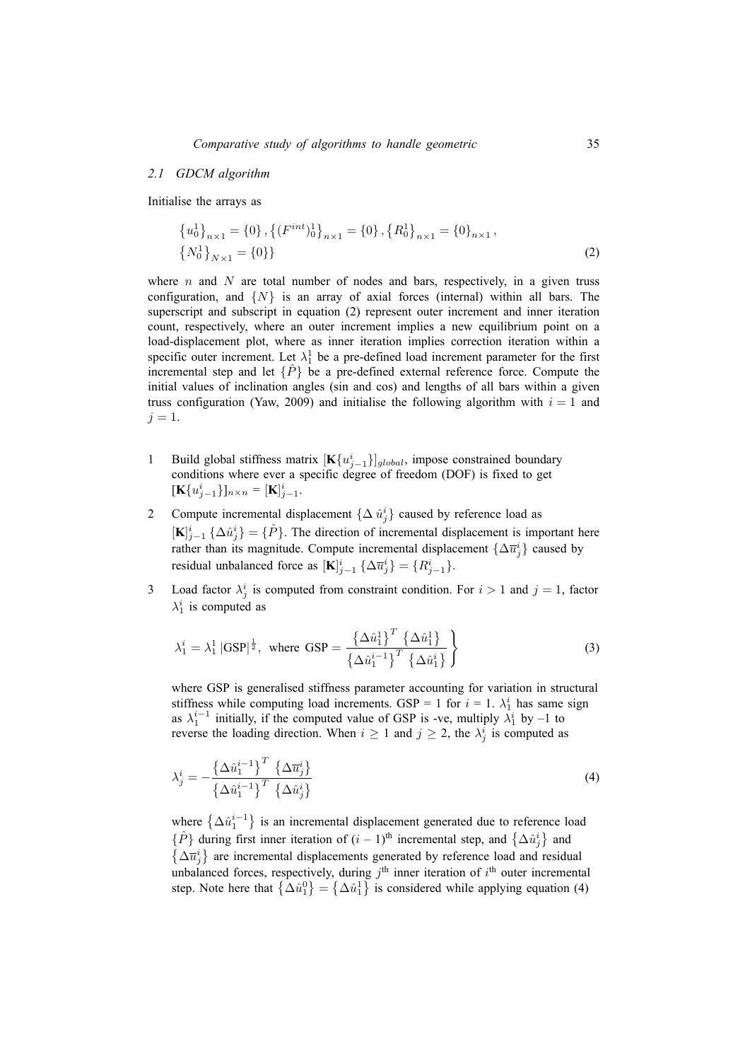### 2.1 GDCM algorithm

Initialise the arrays as

$$\left\{u_0^1\right\}_{n\times 1} = \{0\}, \left\{(F^{int})_0^1\right\}_{n\times 1} = \{0\}, \left\{R_0^1\right\}_{n\times 1} = \{0\}_{n\times 1}, \left\{N_0^1\right\}_{N\times 1} = \{0\}\} \tag{2}$$

where $n$ and $N$ are total number of nodes and bars, respectively, in a given truss configuration, and $\{N\}$ is an array of axial forces (internal) within all bars. The superscript and subscript in equation (2) represent outer increment and inner iteration count, respectively, where an outer increment implies a new equilibrium point on a load-displacement plot, where as inner iteration implies correction iteration within a specific outer increment. Let $\lambda_1^1$ be a pre-defined load increment parameter for the first incremental step and let $\{\hat{P}\}$ be a pre-defined external reference force. Compute the initial values of inclination angles (sin and cos) and lengths of all bars within a given truss configuration (Yaw, 2009) and initialise the following algorithm with $i = 1$ and $j = 1$.

1. Build global stiffness matrix $[\mathbf{K}\{u_{j-1}^i\}]_{global}$, impose constrained boundary conditions where ever a specific degree of freedom (DOF) is fixed to get $[\mathbf{K}\{u_{j-1}^i\}]_{n\times n} = [\mathbf{K}]_{j-1}^i$.

2. Compute incremental displacement $\{\Delta\, \hat{u}_j^i\}$ caused by reference load as $[\mathbf{K}]_{j-1}^i \{\Delta \hat{u}_j^i\} = \{\hat{P}\}$. The direction of incremental displacement is important here rather than its magnitude. Compute incremental displacement $\{\Delta \overline{u}_j^i\}$ caused by residual unbalanced force as $[\mathbf{K}]_{j-1}^i \{\Delta \overline{u}_j^i\} = \{R_{j-1}^i\}$.

3. Load factor $\lambda_j^i$ is computed from constraint condition. For $i > 1$ and $j = 1$, factor $\lambda_1^i$ is computed as

$$\left.\lambda_1^i = \lambda_1^1 \left|\text{GSP}\right|^{\frac{1}{2}}, \text{ where GSP} = \frac{\left\{\Delta \hat{u}_1^1\right\}^T \left\{\Delta \hat{u}_1^1\right\}}{\left\{\Delta \hat{u}_1^{i-1}\right\}^T \left\{\Delta \hat{u}_1^i\right\}} \right\} \tag{3}$$

where GSP is generalised stiffness parameter accounting for variation in structural stiffness while computing load increments. GSP = 1 for $i = 1$. $\lambda_1^i$ has same sign as $\lambda_1^{i-1}$ initially, if the computed value of GSP is -ve, multiply $\lambda_1^i$ by –1 to reverse the loading direction. When $i \geq 1$ and $j \geq 2$, the $\lambda_j^i$ is computed as

$$\lambda_j^i = -\frac{\left\{\Delta \hat{u}_1^{i-1}\right\}^T \left\{\Delta \overline{u}_j^i\right\}}{\left\{\Delta \hat{u}_1^{i-1}\right\}^T \left\{\Delta \hat{u}_j^i\right\}} \tag{4}$$

where $\left\{\Delta \hat{u}_1^{i-1}\right\}$ is an incremental displacement generated due to reference load $\{\hat{P}\}$ during first inner iteration of $(i-1)^{\text{th}}$ incremental step, and $\left\{\Delta \hat{u}_j^i\right\}$ and $\left\{\Delta \overline{u}_j^i\right\}$ are incremental displacements generated by reference load and residual unbalanced forces, respectively, during $j^{\text{th}}$ inner iteration of $i^{\text{th}}$ outer incremental step. Note here that $\left\{\Delta \hat{u}_1^0\right\} = \left\{\Delta \hat{u}_1^1\right\}$ is considered while applying equation (4)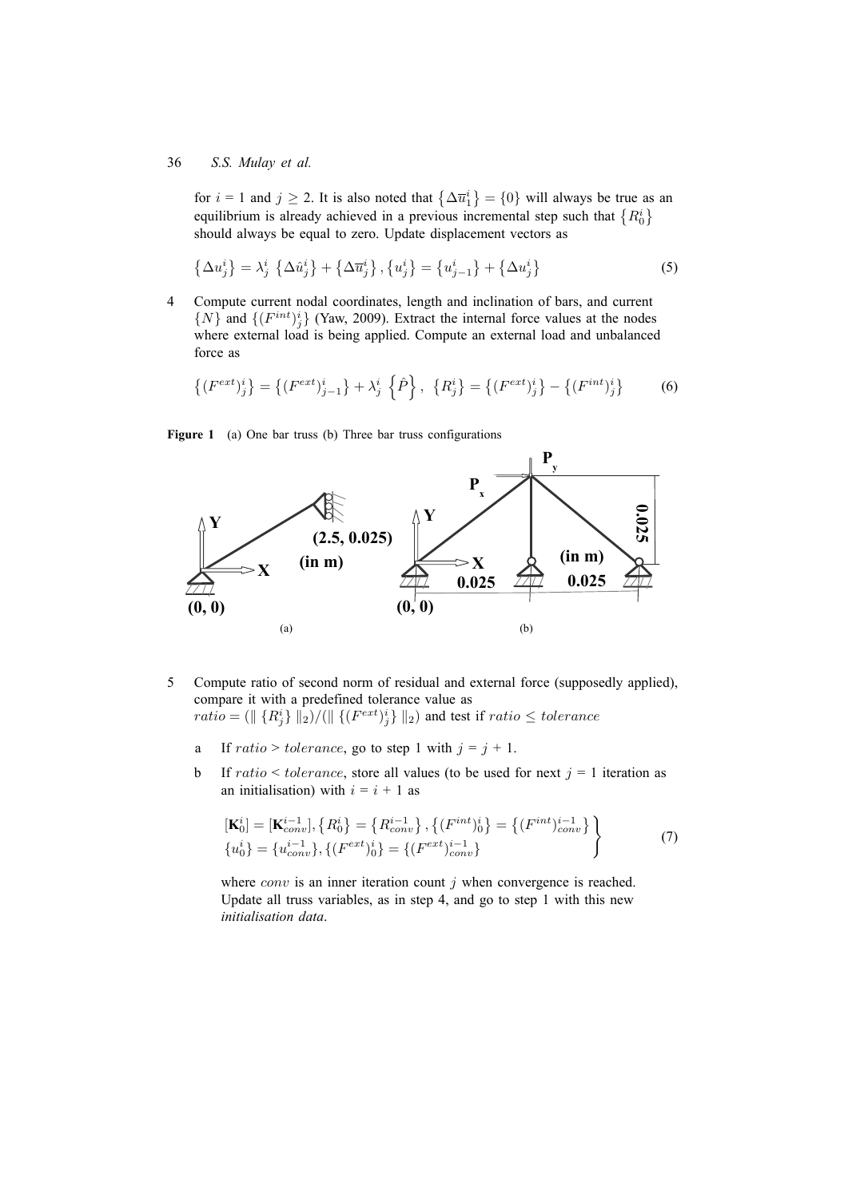for $i$ = 1 and $j \geq 2$. It is also noted that $\{\Delta\overline{u}_1^i\} = \{0\}$ will always be true as an equilibrium is already achieved in a previous incremental step such that $\{R_0^i\}$ should always be equal to zero. Update displacement vectors as

$$\{\Delta u_j^i\} = \lambda_j^i \{\Delta\hat{u}_j^i\} + \{\Delta\overline{u}_j^i\}, \{u_j^i\} = \{u_{j-1}^i\} + \{\Delta u_j^i\} \tag{5}$$

4 Compute current nodal coordinates, length and inclination of bars, and current $\{N\}$ and $\{(F^{int})_j^i\}$ (Yaw, 2009). Extract the internal force values at the nodes where external load is being applied. Compute an external load and unbalanced force as

$$\{(F^{ext})_j^i\} = \{(F^{ext})_{j-1}^i\} + \lambda_j^i \{\hat{P}\}, \ \{R_j^i\} = \{(F^{ext})_j^i\} - \{(F^{int})_j^i\} \tag{6}$$

**Figure 1** (a) One bar truss (b) Three bar truss configurations

5 Compute ratio of second norm of residual and external force (supposedly applied), compare it with a predefined tolerance value as $ratio = (\| \{R_j^i\} \|_2)/(\| \{(F^{ext})_j^i\} \|_2)$ and test if $ratio \leq tolerance$

   a If $ratio > tolerance$, go to step 1 with $j = j + 1$.

   b If $ratio < tolerance$, store all values (to be used for next $j = 1$ iteration as an initialisation) with $i = i + 1$ as

$$\left.\begin{aligned} &[\mathbf{K}_0^i] = [\mathbf{K}_{conv}^{i-1}], \{R_0^i\} = \{R_{conv}^{i-1}\}, \{(F^{int})_0^i\} = \{(F^{int})_{conv}^{i-1}\} \\ &\{u_0^i\} = \{u_{conv}^{i-1}\}, \{(F^{ext})_0^i\} = \{(F^{ext})_{conv}^{i-1}\} \end{aligned}\right\} \tag{7}$$

   where $conv$ is an inner iteration count $j$ when convergence is reached. Update all truss variables, as in step 4, and go to step 1 with this new *initialisation data*.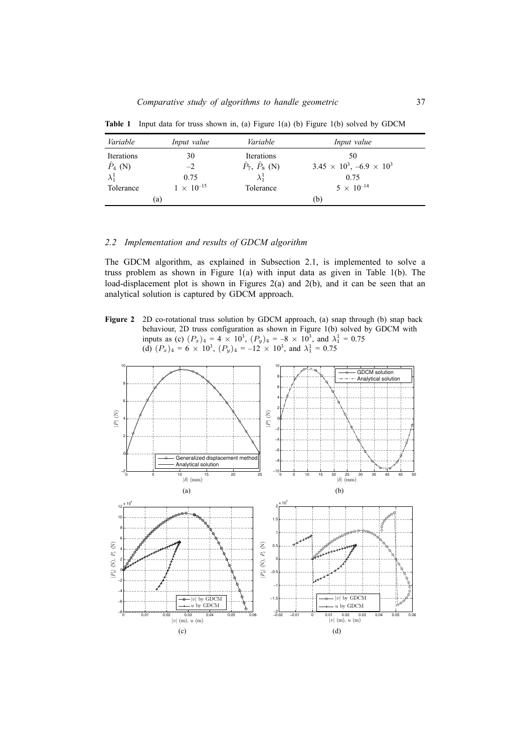**Table 1** Input data for truss shown in, (a) Figure 1(a) (b) Figure 1(b) solved by GDCM

| *Variable* | *Input value* | *Variable* | *Input value* |
|---|---|---|---|
| Iterations | 30 | Iterations | 50 |
| $\hat{P}_4$ (N) | –2 | $\hat{P}_7$, $\hat{P}_8$ (N) | $3.45 \times 10^3$, $-6.9 \times 10^3$ |
| $\lambda_1^1$ | 0.75 | $\lambda_1^1$ | 0.75 |
| Tolerance | $1 \times 10^{-15}$ | Tolerance | $5 \times 10^{-14}$ |
| (a) | | (b) | |

### *2.2 Implementation and results of GDCM algorithm*

The GDCM algorithm, as explained in Subsection 2.1, is implemented to solve a truss problem as shown in Figure 1(a) with input data as given in Table 1(b). The load-displacement plot is shown in Figures 2(a) and 2(b), and it can be seen that an analytical solution is captured by GDCM approach.

**Figure 2** 2D co-rotational truss solution by GDCM approach, (a) snap through (b) snap back behaviour, 2D truss configuration as shown in Figure 1(b) solved by GDCM with inputs as (c) $(P_x)_4 = 4 \times 10^3$, $(P_y)_4 = -8 \times 10^3$, and $\lambda_1^1 = 0.75$ (d) $(P_x)_4 = 6 \times 10^3$, $(P_y)_4 = -12 \times 10^3$, and $\lambda_1^1 = 0.75$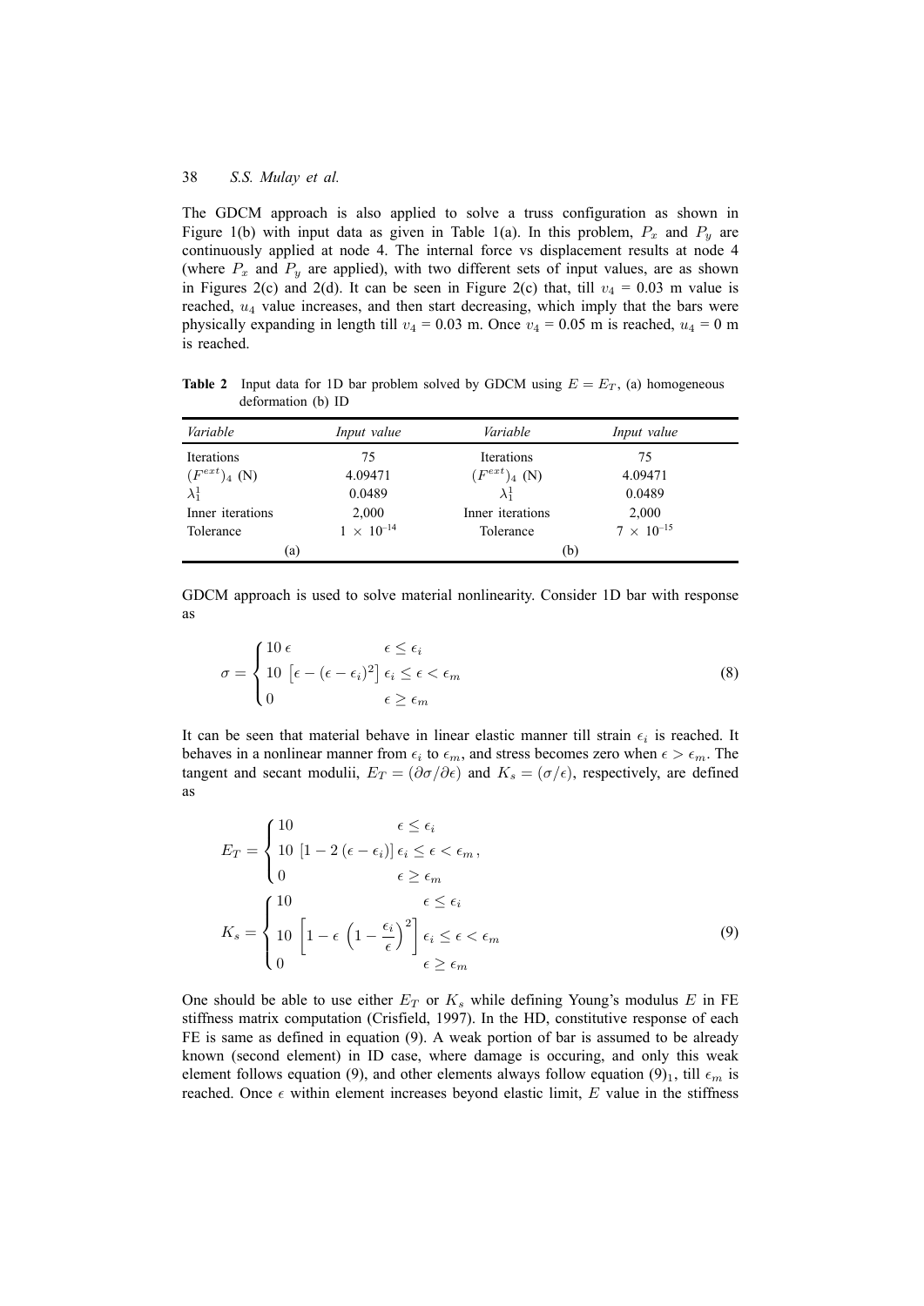The GDCM approach is also applied to solve a truss configuration as shown in Figure 1(b) with input data as given in Table 1(a). In this problem, $P_x$ and $P_y$ are continuously applied at node 4. The internal force vs displacement results at node 4 (where $P_x$ and $P_y$ are applied), with two different sets of input values, are as shown in Figures 2(c) and 2(d). It can be seen in Figure 2(c) that, till $v_4$ = 0.03 m value is reached, $u_4$ value increases, and then start decreasing, which imply that the bars were physically expanding in length till $v_4$ = 0.03 m. Once $v_4$ = 0.05 m is reached, $u_4$ = 0 m is reached.

**Table 2** Input data for 1D bar problem solved by GDCM using $E = E_T$, (a) homogeneous deformation (b) ID

| *Variable* | *Input value* | *Variable* | *Input value* |
|---|---|---|---|
| Iterations | 75 | Iterations | 75 |
| $(F^{ext})_4$ (N) | 4.09471 | $(F^{ext})_4$ (N) | 4.09471 |
| $\lambda_1^1$ | 0.0489 | $\lambda_1^1$ | 0.0489 |
| Inner iterations | 2,000 | Inner iterations | 2,000 |
| Tolerance | $1 \times 10^{-14}$ | Tolerance | $7 \times 10^{-15}$ |
| (a) | | (b) | |

GDCM approach is used to solve material nonlinearity. Consider 1D bar with response as

$$\sigma = \begin{cases} 10\,\epsilon & \epsilon \leq \epsilon_i \\ 10\,\left[\epsilon - (\epsilon - \epsilon_i)^2\right] & \epsilon_i \leq \epsilon < \epsilon_m \\ 0 & \epsilon \geq \epsilon_m \end{cases} \tag{8}$$

It can be seen that material behave in linear elastic manner till strain $\epsilon_i$ is reached. It behaves in a nonlinear manner from $\epsilon_i$ to $\epsilon_m$, and stress becomes zero when $\epsilon > \epsilon_m$. The tangent and secant modulii, $E_T = (\partial\sigma/\partial\epsilon)$ and $K_s = (\sigma/\epsilon)$, respectively, are defined as

$$E_T = \begin{cases} 10 & \epsilon \leq \epsilon_i \\ 10\,\left[1 - 2\,(\epsilon - \epsilon_i)\right] & \epsilon_i \leq \epsilon < \epsilon_m \\ 0 & \epsilon \geq \epsilon_m \end{cases},$$

$$K_s = \begin{cases} 10 & \epsilon \leq \epsilon_i \\ 10\,\left[1 - \epsilon\,\left(1 - \dfrac{\epsilon_i}{\epsilon}\right)^2\right] & \epsilon_i \leq \epsilon < \epsilon_m \\ 0 & \epsilon \geq \epsilon_m \end{cases} \tag{9}$$

One should be able to use either $E_T$ or $K_s$ while defining Young's modulus $E$ in FE stiffness matrix computation (Crisfield, 1997). In the HD, constitutive response of each FE is same as defined in equation (9). A weak portion of bar is assumed to be already known (second element) in ID case, where damage is occuring, and only this weak element follows equation (9), and other elements always follow equation $(9)_1$, till $\epsilon_m$ is reached. Once $\epsilon$ within element increases beyond elastic limit, $E$ value in the stiffness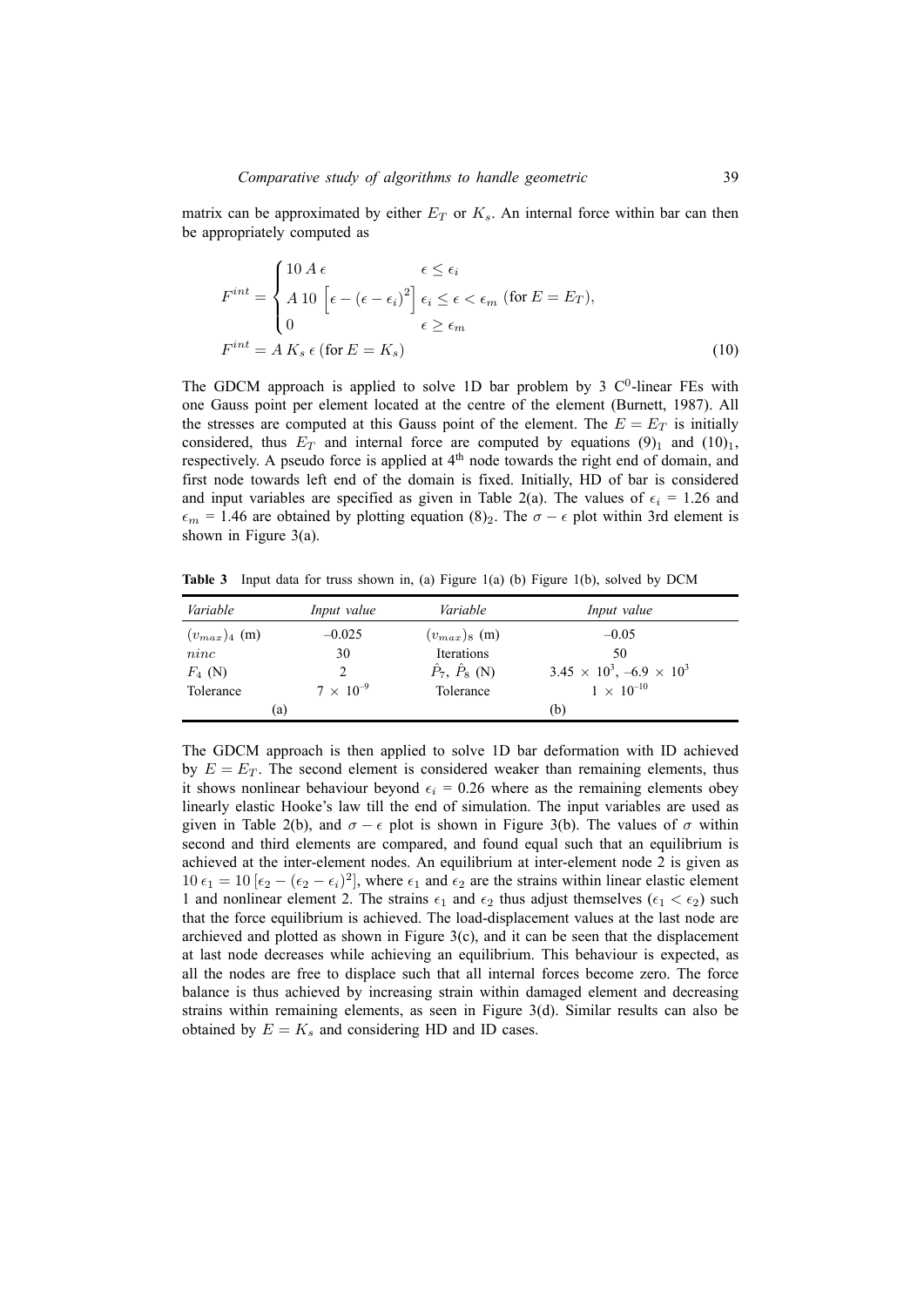matrix can be approximated by either $E_T$ or $K_s$. An internal force within bar can then be appropriately computed as

$$
F^{int} = \begin{cases} 10\,A\,\epsilon & \epsilon \leq \epsilon_i \\ A\;10\;\left[\epsilon - (\epsilon - \epsilon_i)^2\right] & \epsilon_i \leq \epsilon < \epsilon_m \;(\text{for } E = E_T), \\ 0 & \epsilon \geq \epsilon_m \end{cases}
$$

$$
F^{int} = A\,K_s\,\epsilon\;(\text{for } E = K_s) \tag{10}
$$

The GDCM approach is applied to solve 1D bar problem by 3 $C^0$-linear FEs with one Gauss point per element located at the centre of the element (Burnett, 1987). All the stresses are computed at this Gauss point of the element. The $E = E_T$ is initially considered, thus $E_T$ and internal force are computed by equations $(9)_1$ and $(10)_1$, respectively. A pseudo force is applied at 4th node towards the right end of domain, and first node towards left end of the domain is fixed. Initially, HD of bar is considered and input variables are specified as given in Table 2(a). The values of $\epsilon_i$ = 1.26 and $\epsilon_m$ = 1.46 are obtained by plotting equation $(8)_2$. The $\sigma - \epsilon$ plot within 3rd element is shown in Figure 3(a).

**Table 3** Input data for truss shown in, (a) Figure 1(a) (b) Figure 1(b), solved by DCM

| *Variable* | *Input value* | *Variable* | *Input value* |
|---|---|---|---|
| $(v_{max})_4$ (m) | –0.025 | $(v_{max})_8$ (m) | –0.05 |
| $ninc$ | 30 | Iterations | 50 |
| $F_4$ (N) | 2 | $\hat{P}_7$, $\hat{P}_8$ (N) | $3.45 \times 10^3$, $-6.9 \times 10^3$ |
| Tolerance | $7 \times 10^{-9}$ | Tolerance | $1 \times 10^{-10}$ |
| (a) | | (b) | |

The GDCM approach is then applied to solve 1D bar deformation with ID achieved by $E = E_T$. The second element is considered weaker than remaining elements, thus it shows nonlinear behaviour beyond $\epsilon_i$ = 0.26 where as the remaining elements obey linearly elastic Hooke's law till the end of simulation. The input variables are used as given in Table 2(b), and $\sigma - \epsilon$ plot is shown in Figure 3(b). The values of $\sigma$ within second and third elements are compared, and found equal such that an equilibrium is achieved at the inter-element nodes. An equilibrium at inter-element node 2 is given as $10\,\epsilon_1 = 10\,[\epsilon_2 - (\epsilon_2 - \epsilon_i)^2]$, where $\epsilon_1$ and $\epsilon_2$ are the strains within linear elastic element 1 and nonlinear element 2. The strains $\epsilon_1$ and $\epsilon_2$ thus adjust themselves ($\epsilon_1 < \epsilon_2$) such that the force equilibrium is achieved. The load-displacement values at the last node are archieved and plotted as shown in Figure 3(c), and it can be seen that the displacement at last node decreases while achieving an equilibrium. This behaviour is expected, as all the nodes are free to displace such that all internal forces become zero. The force balance is thus achieved by increasing strain within damaged element and decreasing strains within remaining elements, as seen in Figure 3(d). Similar results can also be obtained by $E = K_s$ and considering HD and ID cases.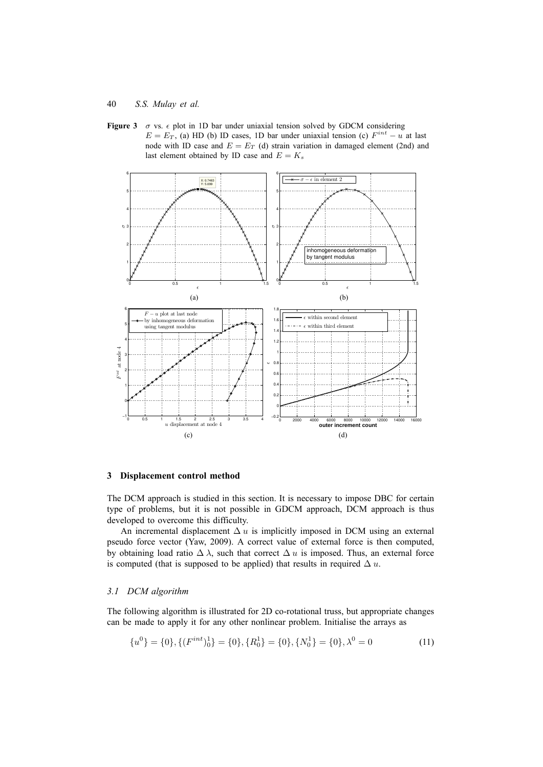**Figure 3** $\sigma$ vs. $\epsilon$ plot in 1D bar under uniaxial tension solved by GDCM considering $E = E_T$, (a) HD (b) ID cases, 1D bar under uniaxial tension (c) $F^{int} - u$ at last node with ID case and $E = E_T$ (d) strain variation in damaged element (2nd) and last element obtained by ID case and $E = K_s$

## 3 Displacement control method

The DCM approach is studied in this section. It is necessary to impose DBC for certain type of problems, but it is not possible in GDCM approach, DCM approach is thus developed to overcome this difficulty.

An incremental displacement $\Delta\, u$ is implicitly imposed in DCM using an external pseudo force vector (Yaw, 2009). A correct value of external force is then computed, by obtaining load ratio $\Delta\, \lambda$, such that correct $\Delta\, u$ is imposed. Thus, an external force is computed (that is supposed to be applied) that results in required $\Delta\, u$.

### 3.1 DCM algorithm

The following algorithm is illustrated for 2D co-rotational truss, but appropriate changes can be made to apply it for any other nonlinear problem. Initialise the arrays as

$$\{u^0\} = \{0\}, \{(F^{int})_0^1\} = \{0\}, \{R_0^1\} = \{0\}, \{N_0^1\} = \{0\}, \lambda^0 = 0 \tag{11}$$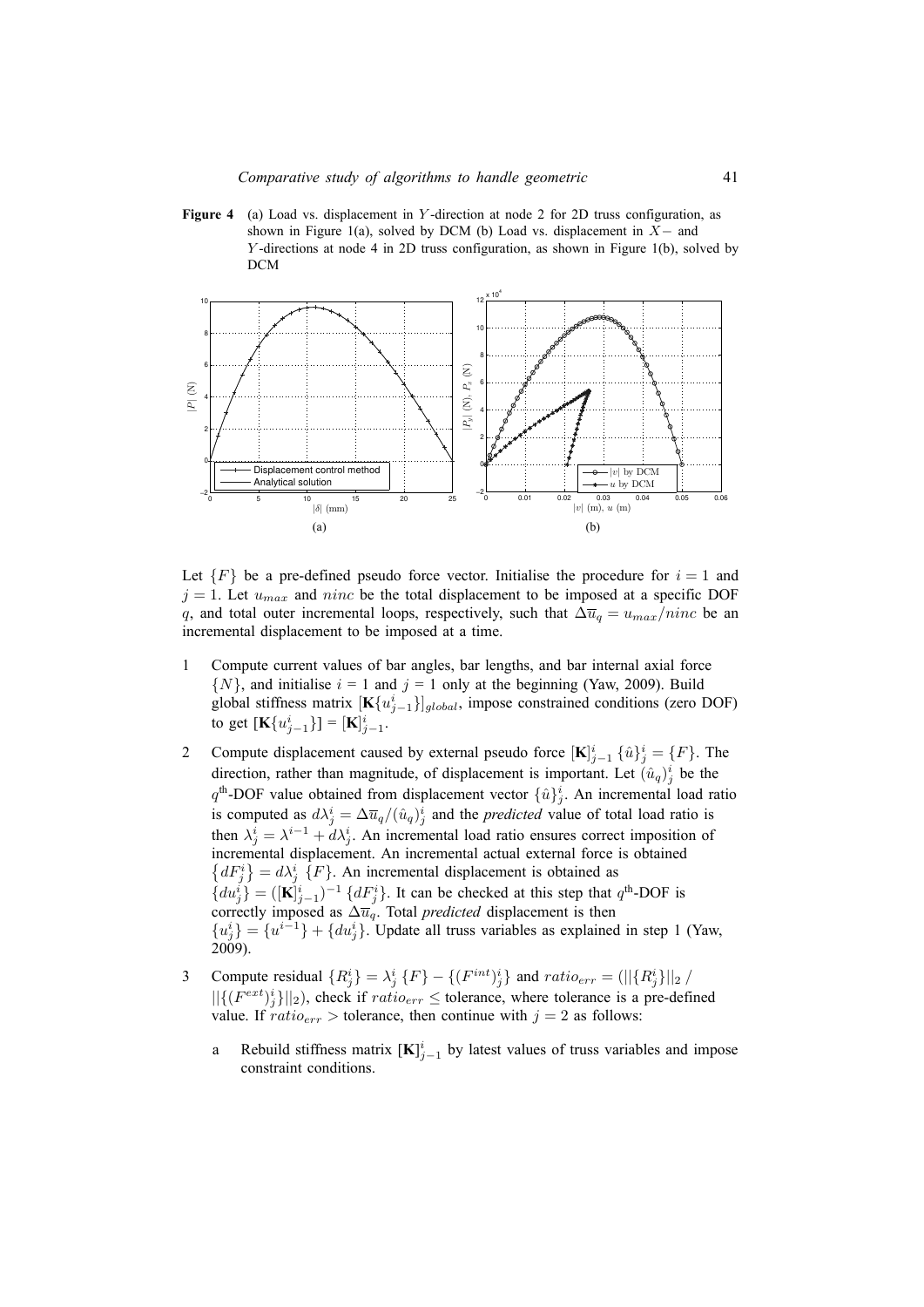**Figure 4** (a) Load vs. displacement in $Y$-direction at node 2 for 2D truss configuration, as shown in Figure 1(a), solved by DCM (b) Load vs. displacement in $X-$ and $Y$-directions at node 4 in 2D truss configuration, as shown in Figure 1(b), solved by DCM

Let $\{F\}$ be a pre-defined pseudo force vector. Initialise the procedure for $i = 1$ and $j = 1$. Let $u_{max}$ and $ninc$ be the total displacement to be imposed at a specific DOF $q$, and total outer incremental loops, respectively, such that $\Delta\overline{u}_q = u_{max}/ninc$ be an incremental displacement to be imposed at a time.

1. Compute current values of bar angles, bar lengths, and bar internal axial force $\{N\}$, and initialise $i = 1$ and $j = 1$ only at the beginning (Yaw, 2009). Build global stiffness matrix $[\mathbf{K}\{u^i_{j-1}\}]_{global}$, impose constrained conditions (zero DOF) to get $[\mathbf{K}\{u^i_{j-1}\}] = [\mathbf{K}]^i_{j-1}$.

2. Compute displacement caused by external pseudo force $[\mathbf{K}]^i_{j-1}\,\{\hat{u}\}^i_j = \{F\}$. The direction, rather than magnitude, of displacement is important. Let $(\hat{u}_q)^i_j$ be the $q^{\text{th}}$-DOF value obtained from displacement vector $\{\hat{u}\}^i_j$. An incremental load ratio is computed as $d\lambda^i_j = \Delta\overline{u}_q/(\hat{u}_q)^i_j$ and the *predicted* value of total load ratio is then $\lambda^i_j = \lambda^{i-1} + d\lambda^i_j$. An incremental load ratio ensures correct imposition of incremental displacement. An incremental actual external force is obtained $\{dF^i_j\} = d\lambda^i_j\,\{F\}$. An incremental displacement is obtained as $\{du^i_j\} = ([\mathbf{K}]^i_{j-1})^{-1}\,\{dF^i_j\}$. It can be checked at this step that $q^{\text{th}}$-DOF is correctly imposed as $\Delta\overline{u}_q$. Total *predicted* displacement is then $\{u^i_j\} = \{u^{i-1}\} + \{du^i_j\}$. Update all truss variables as explained in step 1 (Yaw, 2009).

3. Compute residual $\{R^i_j\} = \lambda^i_j\,\{F\} - \{(F^{int})^i_j\}$ and $ratio_{err} = (||\{R^i_j\}||_2\,/\,||\{(F^{ext})^i_j\}||_2)$, check if $ratio_{err} \leq$ tolerance, where tolerance is a pre-defined value. If $ratio_{err} >$ tolerance, then continue with $j = 2$ as follows:

   a. Rebuild stiffness matrix $[\mathbf{K}]^i_{j-1}$ by latest values of truss variables and impose constraint conditions.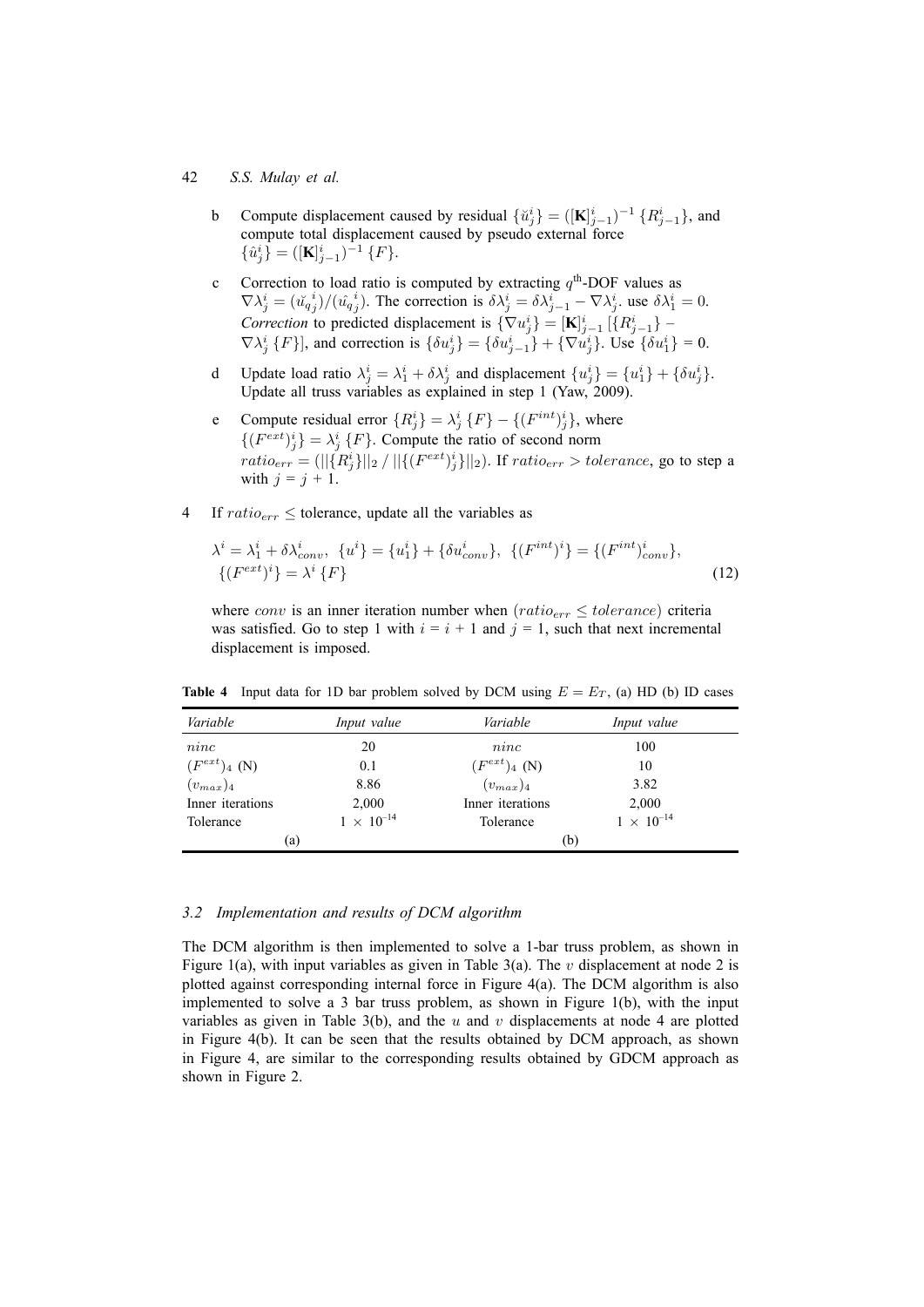b Compute displacement caused by residual $\{\breve{u}_j^i\} = ([\mathbf{K}]_{j-1}^i)^{-1} \{R_{j-1}^i\}$, and compute total displacement caused by pseudo external force $\{\hat{u}_j^i\} = ([\mathbf{K}]_{j-1}^i)^{-1} \{F\}$.

c Correction to load ratio is computed by extracting $q^{\text{th}}$-DOF values as $\nabla\lambda_j^i = (\breve{u}_{q_j}^{\ i})/(\hat{u}_{q_j}^{\ i})$. The correction is $\delta\lambda_j^i = \delta\lambda_{j-1}^i - \nabla\lambda_j^i$. use $\delta\lambda_1^i = 0$. *Correction* to predicted displacement is $\{\nabla u_j^i\} = [\mathbf{K}]_{j-1}^i \, [\{R_{j-1}^i\} - \nabla\lambda_j^i \{F\}]$, and correction is $\{\delta u_j^i\} = \{\delta u_{j-1}^i\} + \{\nabla u_j^i\}$. Use $\{\delta u_1^i\} = 0$.

d Update load ratio $\lambda_j^i = \lambda_1^i + \delta\lambda_j^i$ and displacement $\{u_j^i\} = \{u_1^i\} + \{\delta u_j^i\}$. Update all truss variables as explained in step 1 (Yaw, 2009).

e Compute residual error $\{R_j^i\} = \lambda_j^i \{F\} - \{(F^{int})_j^i\}$, where $\{(F^{ext})_j^i\} = \lambda_j^i \{F\}$. Compute the ratio of second norm $ratio_{err} = (||\{R_j^i\}||_2 \,/\, ||\{(F^{ext})_j^i\}||_2)$. If $ratio_{err} > tolerance$, go to step a with $j = j + 1$.

4 If $ratio_{err} \leq$ tolerance, update all the variables as

$$\lambda^i = \lambda_1^i + \delta\lambda_{conv}^i, \ \{u^i\} = \{u_1^i\} + \{\delta u_{conv}^i\}, \ \{(F^{int})^i\} = \{(F^{int})_{conv}^i\}, \ \{(F^{ext})^i\} = \lambda^i \{F\} \tag{12}$$

where $conv$ is an inner iteration number when $(ratio_{err} \leq tolerance)$ criteria was satisfied. Go to step 1 with $i = i + 1$ and $j = 1$, such that next incremental displacement is imposed.

**Table 4** Input data for 1D bar problem solved by DCM using $E = E_T$, (a) HD (b) ID cases

| *Variable* | *Input value* | *Variable* | *Input value* |
|---|---|---|---|
| $ninc$ | 20 | $ninc$ | 100 |
| $(F^{ext})_4$ (N) | 0.1 | $(F^{ext})_4$ (N) | 10 |
| $(v_{max})_4$ | 8.86 | $(v_{max})_4$ | 3.82 |
| Inner iterations | 2,000 | Inner iterations | 2,000 |
| Tolerance | $1 \times 10^{-14}$ | Tolerance | $1 \times 10^{-14}$ |
| (a) | | (b) | |

### *3.2 Implementation and results of DCM algorithm*

The DCM algorithm is then implemented to solve a 1-bar truss problem, as shown in Figure 1(a), with input variables as given in Table 3(a). The $v$ displacement at node 2 is plotted against corresponding internal force in Figure 4(a). The DCM algorithm is also implemented to solve a 3 bar truss problem, as shown in Figure 1(b), with the input variables as given in Table 3(b), and the $u$ and $v$ displacements at node 4 are plotted in Figure 4(b). It can be seen that the results obtained by DCM approach, as shown in Figure 4, are similar to the corresponding results obtained by GDCM approach as shown in Figure 2.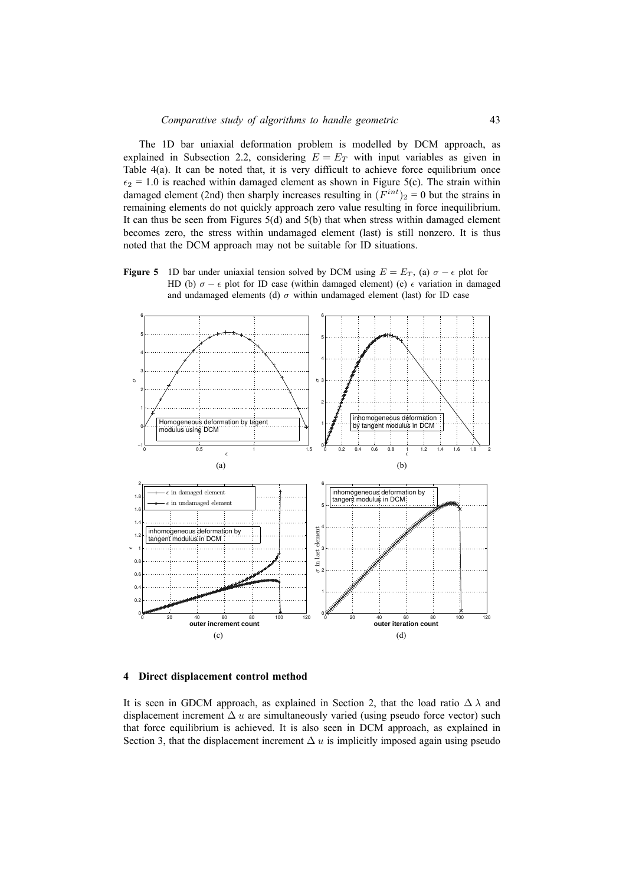The 1D bar uniaxial deformation problem is modelled by DCM approach, as explained in Subsection 2.2, considering $E = E_T$ with input variables as given in Table 4(a). It can be noted that, it is very difficult to achieve force equilibrium once $\epsilon_2 = 1.0$ is reached within damaged element as shown in Figure 5(c). The strain within damaged element (2nd) then sharply increases resulting in $(F^{int})_2 = 0$ but the strains in remaining elements do not quickly approach zero value resulting in force inequilibrium. It can thus be seen from Figures 5(d) and 5(b) that when stress within damaged element becomes zero, the stress within undamaged element (last) is still nonzero. It is thus noted that the DCM approach may not be suitable for ID situations.

**Figure 5** 1D bar under uniaxial tension solved by DCM using $E = E_T$, (a) $\sigma - \epsilon$ plot for HD (b) $\sigma - \epsilon$ plot for ID case (within damaged element) (c) $\epsilon$ variation in damaged and undamaged elements (d) $\sigma$ within undamaged element (last) for ID case

## 4 Direct displacement control method

It is seen in GDCM approach, as explained in Section 2, that the load ratio $\Delta\,\lambda$ and displacement increment $\Delta\,u$ are simultaneously varied (using pseudo force vector) such that force equilibrium is achieved. It is also seen in DCM approach, as explained in Section 3, that the displacement increment $\Delta\,u$ is implicitly imposed again using pseudo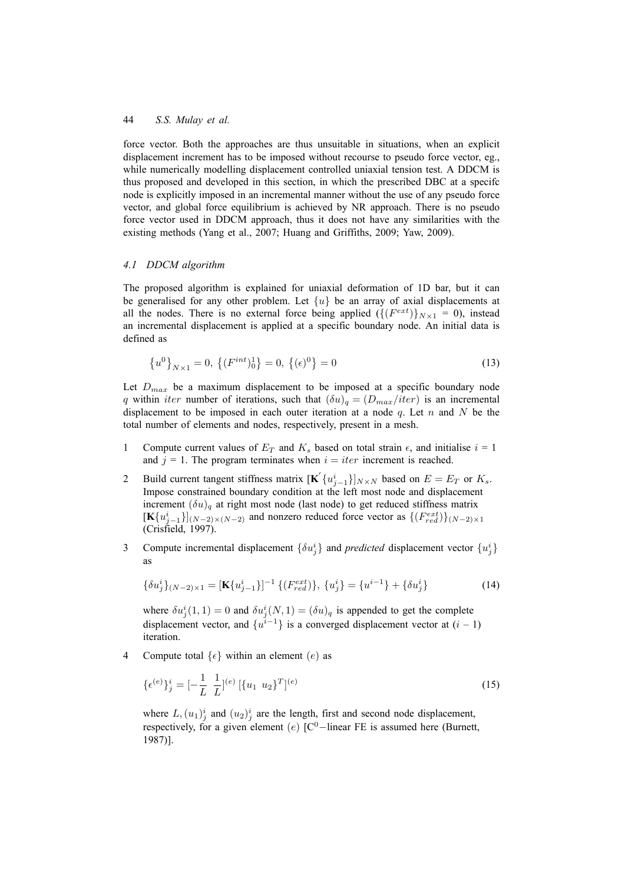force vector. Both the approaches are thus unsuitable in situations, when an explicit displacement increment has to be imposed without recourse to pseudo force vector, eg., while numerically modelling displacement controlled uniaxial tension test. A DDCM is thus proposed and developed in this section, in which the prescribed DBC at a specifc node is explicitly imposed in an incremental manner without the use of any pseudo force vector, and global force equilibrium is achieved by NR approach. There is no pseudo force vector used in DDCM approach, thus it does not have any similarities with the existing methods (Yang et al., 2007; Huang and Griffiths, 2009; Yaw, 2009).

### 4.1 DDCM algorithm

The proposed algorithm is explained for uniaxial deformation of 1D bar, but it can be generalised for any other problem. Let $\{u\}$ be an array of axial displacements at all the nodes. There is no external force being applied ($\{(F^{ext})\}_{N\times 1} = 0$), instead an incremental displacement is applied at a specific boundary node. An initial data is defined as

$$\left\{u^0\right\}_{N\times 1} = 0,\ \left\{(F^{int})^1_0\right\} = 0,\ \left\{(\epsilon)^0\right\} = 0 \tag{13}$$

Let $D_{max}$ be a maximum displacement to be imposed at a specific boundary node $q$ within $iter$ number of iterations, such that $(\delta u)_q = (D_{max}/iter)$ is an incremental displacement to be imposed in each outer iteration at a node $q$. Let $n$ and $N$ be the total number of elements and nodes, respectively, present in a mesh.

1. Compute current values of $E_T$ and $K_s$ based on total strain $\epsilon$, and initialise $i = 1$ and $j = 1$. The program terminates when $i = iter$ increment is reached.

2. Build current tangent stiffness matrix $[\mathbf{K}^{'}\{u^i_{j-1}\}]_{N\times N}$ based on $E = E_T$ or $K_s$. Impose constrained boundary condition at the left most node and displacement increment $(\delta u)_q$ at right most node (last node) to get reduced stiffness matrix $[\mathbf{K}\{u^i_{j-1}\}]_{(N-2)\times(N-2)}$ and nonzero reduced force vector as $\{(F^{ext}_{red})\}_{(N-2)\times 1}$ (Crisfield, 1997).

3. Compute incremental displacement $\{\delta u^i_j\}$ and *predicted* displacement vector $\{u^i_j\}$ as

$$\{\delta u^i_j\}_{(N-2)\times 1} = [\mathbf{K}\{u^i_{j-1}\}]^{-1}\,\{(F^{ext}_{red})\},\ \{u^i_j\} = \{u^{i-1}\} + \{\delta u^i_j\} \tag{14}$$

   where $\delta u^i_j(1,1) = 0$ and $\delta u^i_j(N,1) = (\delta u)_q$ is appended to get the complete displacement vector, and $\{u^{i-1}\}$ is a converged displacement vector at $(i - 1)$ iteration.

4. Compute total $\{\epsilon\}$ within an element $(e)$ as

$$\{\epsilon^{(e)}\}^i_j = [-\frac{1}{L}\ \ \frac{1}{L}]^{(e)}\,[\{u_1\ \ u_2\}^T]^{(e)} \tag{15}$$

   where $L, (u_1)^i_j$ and $(u_2)^i_j$ are the length, first and second node displacement, respectively, for a given element $(e)$ [$C^0$−linear FE is assumed here (Burnett, 1987)].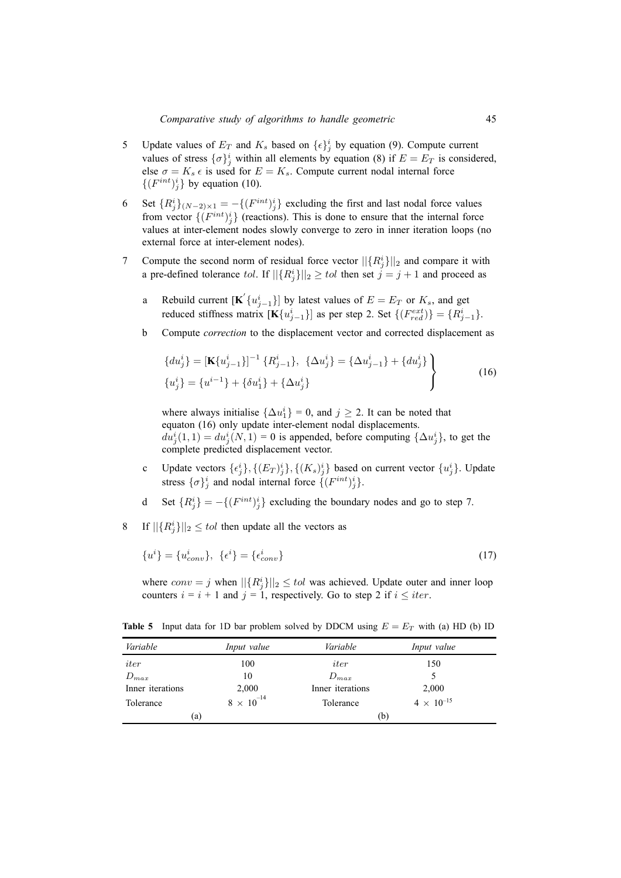5. Update values of $E_T$ and $K_s$ based on $\{\epsilon\}_j^i$ by equation (9). Compute current values of stress $\{\sigma\}_j^i$ within all elements by equation (8) if $E = E_T$ is considered, else $\sigma = K_s\,\epsilon$ is used for $E = K_s$. Compute current nodal internal force $\{(F^{int})_j^i\}$ by equation (10).

6. Set $\{R_j^i\}_{(N-2)\times 1} = -\{(F^{int})_j^i\}$ excluding the first and last nodal force values from vector $\{(F^{int})_j^i\}$ (reactions). This is done to ensure that the internal force values at inter-element nodes slowly converge to zero in inner iteration loops (no external force at inter-element nodes).

7. Compute the second norm of residual force vector $||\{R_j^i\}||_2$ and compare it with a pre-defined tolerance $tol$. If $||\{R_j^i\}||_2 \geq tol$ then set $j = j + 1$ and proceed as

   a. Rebuild current $[\mathbf{K}^{'}\{u_{j-1}^i\}]$ by latest values of $E = E_T$ or $K_s$, and get reduced stiffness matrix $[\mathbf{K}\{u_{j-1}^i\}]$ as per step 2. Set $\{(F_{red}^{ext})\} = \{R_{j-1}^i\}$.

   b. Compute *correction* to the displacement vector and corrected displacement as

$$\left.\begin{aligned} &\{du_j^i\} = [\mathbf{K}\{u_{j-1}^i\}]^{-1}\,\{R_{j-1}^i\},\ \ \{\Delta u_j^i\} = \{\Delta u_{j-1}^i\} + \{du_j^i\} \\ &\{u_j^i\} = \{u^{i-1}\} + \{\delta u_1^i\} + \{\Delta u_j^i\} \end{aligned}\right\} \tag{16}$$

   where always initialise $\{\Delta u_1^i\} = 0$, and $j \geq 2$. It can be noted that equaton (16) only update inter-element nodal displacements. $du_j^i(1,1) = du_j^i(N,1) = 0$ is appended, before computing $\{\Delta u_j^i\}$, to get the complete predicted displacement vector.

   c. Update vectors $\{\epsilon_j^i\}, \{(E_T)_j^i\}, \{(K_s)_j^i\}$ based on current vector $\{u_j^i\}$. Update stress $\{\sigma\}_j^i$ and nodal internal force $\{(F^{int})_j^i\}$.

   d. Set $\{R_j^i\} = -\{(F^{int})_j^i\}$ excluding the boundary nodes and go to step 7.

8. If $||\{R_j^i\}||_2 \leq tol$ then update all the vectors as

$$\{u^i\} = \{u_{conv}^i\},\ \ \{\epsilon^i\} = \{\epsilon_{conv}^i\} \tag{17}$$

   where $conv = j$ when $||\{R_j^i\}||_2 \leq tol$ was achieved. Update outer and inner loop counters $i = i + 1$ and $j = 1$, respectively. Go to step 2 if $i \leq iter$.

**Table 5** Input data for 1D bar problem solved by DDCM using $E = E_T$ with (a) HD (b) ID

| *Variable* | *Input value* | *Variable* | *Input value* |
|---|---|---|---|
| $iter$ | 100 | $iter$ | 150 |
| $D_{max}$ | 10 | $D_{max}$ | 5 |
| Inner iterations | 2,000 | Inner iterations | 2,000 |
| Tolerance | $8 \times 10^{-14}$ | Tolerance | $4 \times 10^{-15}$ |
| (a) | | (b) | |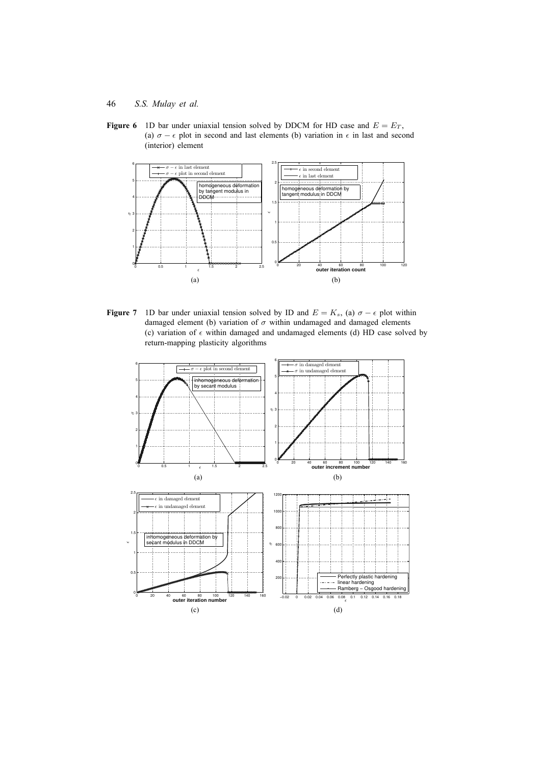**Figure 6** 1D bar under uniaxial tension solved by DDCM for HD case and $E = E_T$, (a) $\sigma - \epsilon$ plot in second and last elements (b) variation in $\epsilon$ in last and second (interior) element

**Figure 7** 1D bar under uniaxial tension solved by ID and $E = K_s$, (a) $\sigma - \epsilon$ plot within damaged element (b) variation of $\sigma$ within undamaged and damaged elements (c) variation of $\epsilon$ within damaged and undamaged elements (d) HD case solved by return-mapping plasticity algorithms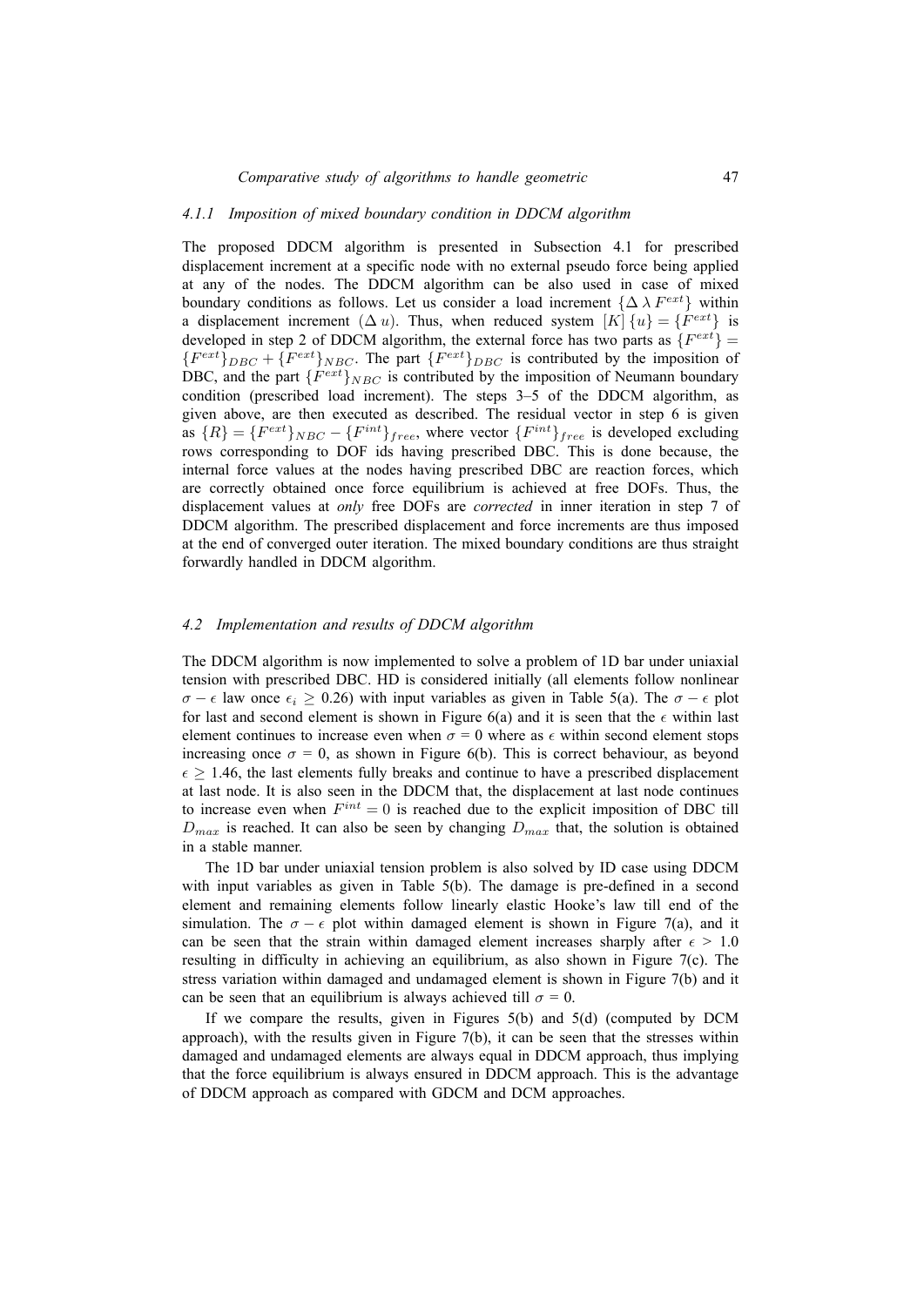#### 4.1.1 Imposition of mixed boundary condition in DDCM algorithm

The proposed DDCM algorithm is presented in Subsection 4.1 for prescribed displacement increment at a specific node with no external pseudo force being applied at any of the nodes. The DDCM algorithm can be also used in case of mixed boundary conditions as follows. Let us consider a load increment $\{\Delta\, \lambda\, F^{ext}\}$ within a displacement increment $(\Delta\, u)$. Thus, when reduced system $[K]\,\{u\} = \{F^{ext}\}$ is developed in step 2 of DDCM algorithm, the external force has two parts as $\{F^{ext}\} = \{F^{ext}\}_{DBC} + \{F^{ext}\}_{NBC}$. The part $\{F^{ext}\}_{DBC}$ is contributed by the imposition of DBC, and the part $\{F^{ext}\}_{NBC}$ is contributed by the imposition of Neumann boundary condition (prescribed load increment). The steps 3–5 of the DDCM algorithm, as given above, are then executed as described. The residual vector in step 6 is given as $\{R\} = \{F^{ext}\}_{NBC} - \{F^{int}\}_{free}$, where vector $\{F^{int}\}_{free}$ is developed excluding rows corresponding to DOF ids having prescribed DBC. This is done because, the internal force values at the nodes having prescribed DBC are reaction forces, which are correctly obtained once force equilibrium is achieved at free DOFs. Thus, the displacement values at *only* free DOFs are *corrected* in inner iteration in step 7 of DDCM algorithm. The prescribed displacement and force increments are thus imposed at the end of converged outer iteration. The mixed boundary conditions are thus straight forwardly handled in DDCM algorithm.

### 4.2 Implementation and results of DDCM algorithm

The DDCM algorithm is now implemented to solve a problem of 1D bar under uniaxial tension with prescribed DBC. HD is considered initially (all elements follow nonlinear $\sigma - \epsilon$ law once $\epsilon_i \geq 0.26$) with input variables as given in Table 5(a). The $\sigma - \epsilon$ plot for last and second element is shown in Figure 6(a) and it is seen that the $\epsilon$ within last element continues to increase even when $\sigma = 0$ where as $\epsilon$ within second element stops increasing once $\sigma = 0$, as shown in Figure 6(b). This is correct behaviour, as beyond $\epsilon \geq 1.46$, the last elements fully breaks and continue to have a prescribed displacement at last node. It is also seen in the DDCM that, the displacement at last node continues to increase even when $F^{int} = 0$ is reached due to the explicit imposition of DBC till $D_{max}$ is reached. It can also be seen by changing $D_{max}$ that, the solution is obtained in a stable manner.

The 1D bar under uniaxial tension problem is also solved by ID case using DDCM with input variables as given in Table 5(b). The damage is pre-defined in a second element and remaining elements follow linearly elastic Hooke's law till end of the simulation. The $\sigma - \epsilon$ plot within damaged element is shown in Figure 7(a), and it can be seen that the strain within damaged element increases sharply after $\epsilon > 1.0$ resulting in difficulty in achieving an equilibrium, as also shown in Figure 7(c). The stress variation within damaged and undamaged element is shown in Figure 7(b) and it can be seen that an equilibrium is always achieved till $\sigma = 0$.

If we compare the results, given in Figures 5(b) and 5(d) (computed by DCM approach), with the results given in Figure 7(b), it can be seen that the stresses within damaged and undamaged elements are always equal in DDCM approach, thus implying that the force equilibrium is always ensured in DDCM approach. This is the advantage of DDCM approach as compared with GDCM and DCM approaches.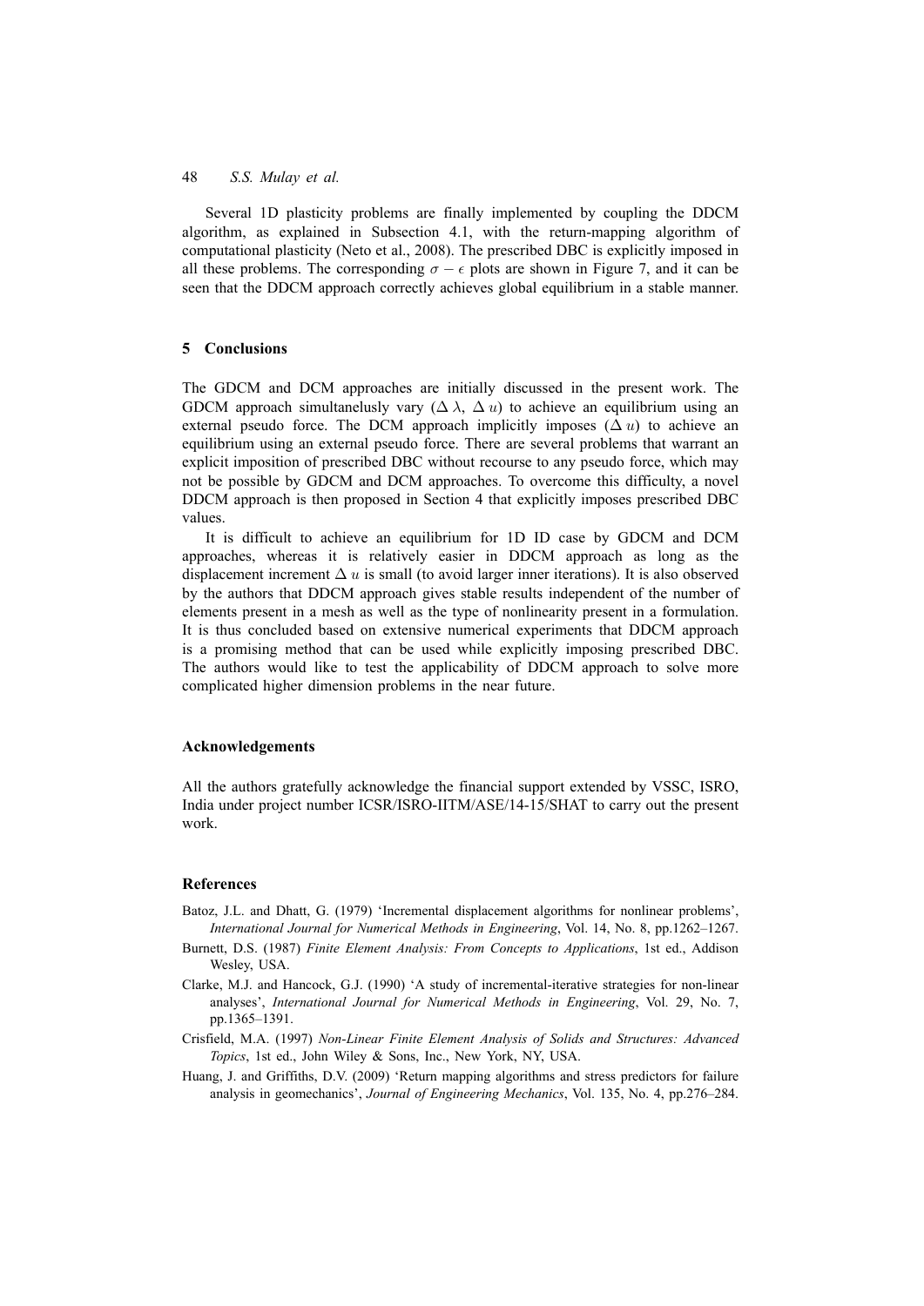Several 1D plasticity problems are finally implemented by coupling the DDCM algorithm, as explained in Subsection 4.1, with the return-mapping algorithm of computational plasticity (Neto et al., 2008). The prescribed DBC is explicitly imposed in all these problems. The corresponding $\sigma - \epsilon$ plots are shown in Figure 7, and it can be seen that the DDCM approach correctly achieves global equilibrium in a stable manner.

## 5 Conclusions

The GDCM and DCM approaches are initially discussed in the present work. The GDCM approach simultanelusly vary ($\Delta\,\lambda$, $\Delta\,u$) to achieve an equilibrium using an external pseudo force. The DCM approach implicitly imposes ($\Delta\,u$) to achieve an equilibrium using an external pseudo force. There are several problems that warrant an explicit imposition of prescribed DBC without recourse to any pseudo force, which may not be possible by GDCM and DCM approaches. To overcome this difficulty, a novel DDCM approach is then proposed in Section 4 that explicitly imposes prescribed DBC values.

It is difficult to achieve an equilibrium for 1D ID case by GDCM and DCM approaches, whereas it is relatively easier in DDCM approach as long as the displacement increment $\Delta\,u$ is small (to avoid larger inner iterations). It is also observed by the authors that DDCM approach gives stable results independent of the number of elements present in a mesh as well as the type of nonlinearity present in a formulation. It is thus concluded based on extensive numerical experiments that DDCM approach is a promising method that can be used while explicitly imposing prescribed DBC. The authors would like to test the applicability of DDCM approach to solve more complicated higher dimension problems in the near future.

## Acknowledgements

All the authors gratefully acknowledge the financial support extended by VSSC, ISRO, India under project number ICSR/ISRO-IITM/ASE/14-15/SHAT to carry out the present work.

## References

Batoz, J.L. and Dhatt, G. (1979) 'Incremental displacement algorithms for nonlinear problems', *International Journal for Numerical Methods in Engineering*, Vol. 14, No. 8, pp.1262–1267.

Burnett, D.S. (1987) *Finite Element Analysis: From Concepts to Applications*, 1st ed., Addison Wesley, USA.

Clarke, M.J. and Hancock, G.J. (1990) 'A study of incremental-iterative strategies for non-linear analyses', *International Journal for Numerical Methods in Engineering*, Vol. 29, No. 7, pp.1365–1391.

Crisfield, M.A. (1997) *Non-Linear Finite Element Analysis of Solids and Structures: Advanced Topics*, 1st ed., John Wiley & Sons, Inc., New York, NY, USA.

Huang, J. and Griffiths, D.V. (2009) 'Return mapping algorithms and stress predictors for failure analysis in geomechanics', *Journal of Engineering Mechanics*, Vol. 135, No. 4, pp.276–284.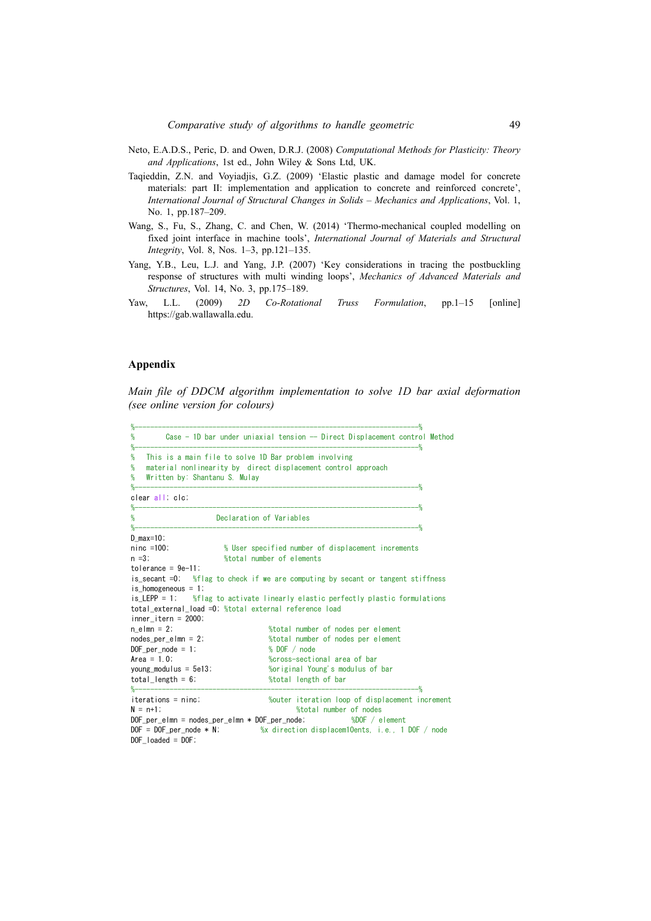Neto, E.A.D.S., Peric, D. and Owen, D.R.J. (2008) *Computational Methods for Plasticity: Theory and Applications*, 1st ed., John Wiley & Sons Ltd, UK.

Taqieddin, Z.N. and Voyiadjis, G.Z. (2009) 'Elastic plastic and damage model for concrete materials: part II: implementation and application to concrete and reinforced concrete', *International Journal of Structural Changes in Solids – Mechanics and Applications*, Vol. 1, No. 1, pp.187–209.

Wang, S., Fu, S., Zhang, C. and Chen, W. (2014) 'Thermo-mechanical coupled modelling on fixed joint interface in machine tools', *International Journal of Materials and Structural Integrity*, Vol. 8, Nos. 1–3, pp.121–135.

Yang, Y.B., Leu, L.J. and Yang, J.P. (2007) 'Key considerations in tracing the postbuckling response of structures with multi winding loops', *Mechanics of Advanced Materials and Structures*, Vol. 14, No. 3, pp.175–189.

Yaw, L.L. (2009) *2D Co-Rotational Truss Formulation*, pp.1–15 [online] https://gab.wallawalla.edu.

## Appendix

*Main file of DDCM algorithm implementation to solve 1D bar axial deformation (see online version for colours)*

```
%-----------------------------------------------------------------------%
%        Case - 1D bar under uniaxial tension -- Direct Displacement control Method
%-----------------------------------------------------------------------%
%   This is a main file to solve 1D Bar problem involving
%   material nonlinearity by  direct displacement control approach
%   Written by: Shantanu S. Mulay
%-----------------------------------------------------------------------%
clear all; clc;
%-----------------------------------------------------------------------%
%                    Declaration of Variables
%-----------------------------------------------------------------------%
D_max=10;
ninc =100;              % User specified number of displacement increments
n =3;                   %total number of elements
tolerance = 9e-11;
is_secant =0;   %flag to check if we are computing by secant or tangent stiffness
is_homogeneous = 1;
is_LEPP = 1;    %flag to activate linearly elastic perfectly plastic formulations
total_external_load =0; %total external reference load
inner_itern = 2000;
n_elmn = 2;                         %total number of nodes per element
nodes_per_elmn = 2;                 %total number of nodes per element
DOF_per_node = 1;                   % DOF / node
Area = 1.0;                         %cross-sectional area of bar
young_modulus = 5e13;               %original Young's modulus of bar
total_length = 6;                   %total length of bar
%-----------------------------------------------------------------------%
iterations = ninc;                  %outer iteration loop of displacement increment
N = n+1;                                   %total number of nodes
DOF_per_elmn = nodes_per_elmn * DOF_per_node;          %DOF / element
DOF = DOF_per_node * N;           %x direction displacem10ents, i.e., 1 DOF / node
DOF_loaded = DOF;
```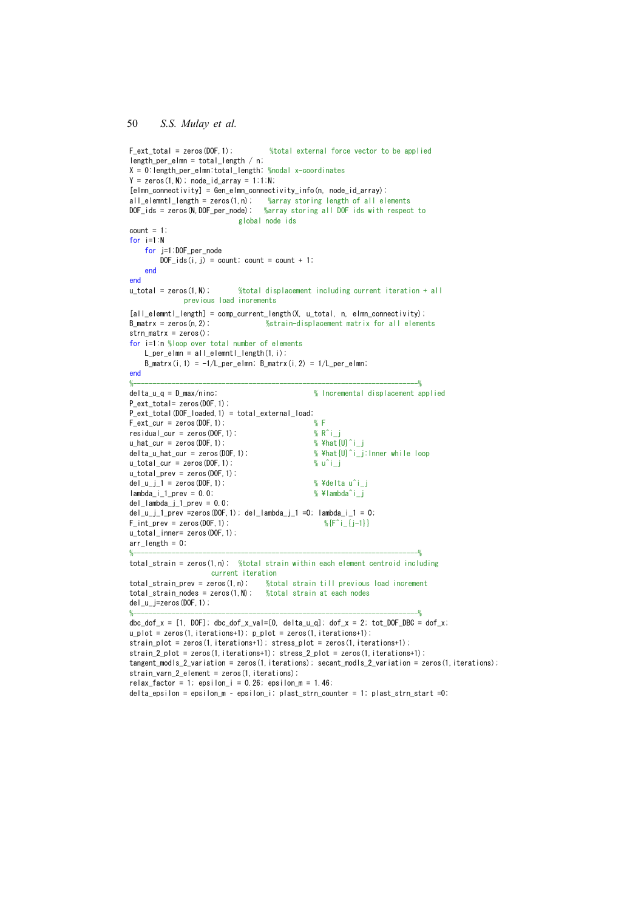```
F_ext_total = zeros(DOF,1);         %total external force vector to be applied
length_per_elmn = total_length / n;
X = 0:length_per_elmn:total_length; %nodal x-coordinates
Y = zeros(1,N); node_id_array = 1:1:N;
[elmn_connectivity] = Gen_elmn_connectivity_info(n, node_id_array);
all_elemntl_length = zeros(1,n);    %array storing length of all elements
DOF_ids = zeros(N,DOF_per_node);   %array storing all DOF ids with respect to
                             global node ids
count = 1;
for i=1:N
    for j=1:DOF_per_node
        DOF_ids(i,j) = count; count = count + 1;
    end
end
u_total = zeros(1,N);       %total displacement including current iteration + all
              previous load increments
[all_elemntl_length] = comp_current_length(X, u_total, n, elmn_connectivity);
B_matrx = zeros(n,2);              %strain-displacement matrix for all elements
strn_matrx = zeros();
for i=1:n %loop over total number of elements
    L_per_elmn = all_elemntl_length(1,i);
    B_matrx(i,1) = -1/L_per_elmn; B_matrx(i,2) = 1/L_per_elmn;
end
%---------------------------------------------------------------------------%
delta_u_q = D_max/ninc;                         % Incremental displacement applied
P_ext_total= zeros(DOF,1);
P_ext_total(DOF_loaded,1) = total_external_load;
F_ext_cur = zeros(DOF,1);                       % F
residual_cur = zeros(DOF,1);                    % R^i_j
u_hat_cur = zeros(DOF,1);                       % ¥hat{U}^i_j
delta_u_hat_cur = zeros(DOF,1);                 % ¥hat{U}^i_j:Inner while loop
u_total_cur = zeros(DOF,1);                     % u^i_j
u_total_prev = zeros(DOF,1);
del_u_j_1 = zeros(DOF,1);                       % ¥delta u^i_j
lambda_i_1_prev = 0.0;                          % ¥lambda^i_j
del_lambda_j_1_prev = 0.0;
del_u_j_1_prev =zeros(DOF,1); del_lambda_j_1 =0; lambda_i_1 = 0;
F_int_prev = zeros(DOF,1);                         %{F^i_{j-1}}
u_total_inner= zeros(DOF,1);
arr_length = 0;
%---------------------------------------------------------------------------%
total_strain = zeros(1,n);  %total strain within each element centroid including
                      current iteration
total_strain_prev = zeros(1,n);    %total strain till previous load increment
total_strain_nodes = zeros(1,N);   %total strain at each nodes
del_u_j=zeros(DOF,1);
%---------------------------------------------------------------------------%
dbc_dof_x = [1, DOF]; dbc_dof_x_val=[0, delta_u_q]; dof_x = 2; tot_DOF_DBC = dof_x;
u_plot = zeros(1,iterations+1); p_plot = zeros(1,iterations+1);
strain_plot = zeros(1,iterations+1); stress_plot = zeros(1,iterations+1);
strain_2_plot = zeros(1,iterations+1); stress_2_plot = zeros(1,iterations+1);
tangent_modls_2_variation = zeros(1,iterations); secant_modls_2_variation = zeros(1,iterations);
strain_varn_2_element = zeros(1,iterations);
relax_factor = 1; epsilon_i = 0.26; epsilon_m = 1.46;
delta_epsilon = epsilon_m - epsilon_i; plast_strn_counter = 1; plast_strn_start =0;
```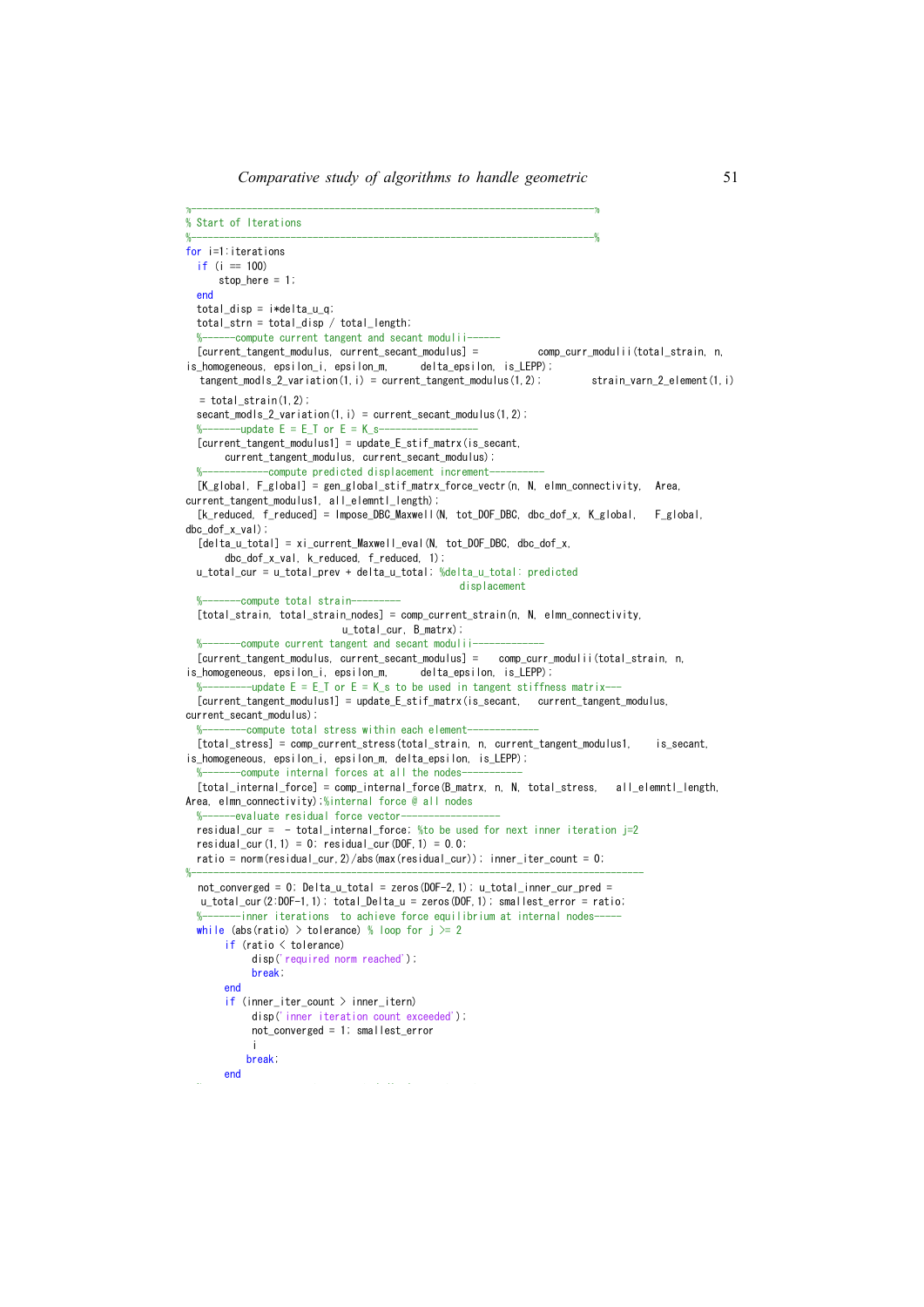```
%--------------------------------------------------------------------------%
% Start of Iterations
%--------------------------------------------------------------------------%
for i=1:iterations
  if (i == 100)
      stop_here = 1;
  end
  total_disp = i*delta_u_q;
  total_strn = total_disp / total_length;
  %------compute current tangent and secant moduli------
  [current_tangent_modulus, current_secant_modulus] =          comp_curr_modulii(total_strain, n,
is_homogeneous, epsilon_i, epsilon_m,      delta_epsilon, is_LEPP);
   tangent_modls_2_variation(1,i) = current_tangent_modulus(1,2);         strain_varn_2_element(1,i)
   = total_strain(1,2);
  secant_modls_2_variation(1,i) = current_secant_modulus(1,2);
  %-------update E = E_T or E = K_s-----------------
  [current_tangent_modulus1] = update_E_stif_matrx(is_secant,
       current_tangent_modulus, current_secant_modulus);
  %-----------compute predicted displacement increment----------
  [K_global, F_global] = gen_global_stif_matrx_force_vectr(n, N, elmn_connectivity,  Area,
current_tangent_modulus1, all_elemntl_length);
  [k_reduced, f_reduced] = Impose_DBC_Maxwell(N, tot_DOF_DBC, dbc_dof_x, K_global,   F_global,
dbc_dof_x_val);
  [delta_u_total] = xi_current_Maxwell_eval(N, tot_DOF_DBC, dbc_dof_x,
       dbc_dof_x_val, k_reduced, f_reduced, 1);
  u_total_cur = u_total_prev + delta_u_total; %delta_u_total: predicted
                                                   displacement
  %-------compute total strain---------
  [total_strain, total_strain_nodes] = comp_current_strain(n, N, elmn_connectivity,
                          u_total_cur, B_matrx);
  %-------compute current tangent and secant moduli-------------
  [current_tangent_modulus, current_secant_modulus] =   comp_curr_modulii(total_strain, n,
is_homogeneous, epsilon_i, epsilon_m,      delta_epsilon, is_LEPP);
  %---------update E = E_T or E = K_s to be used in tangent stiffness matrix---
  [current_tangent_modulus1] = update_E_stif_matrx(is_secant,   current_tangent_modulus,
current_secant_modulus);
  %--------compute total stress within each element-------------
  [total_stress] = comp_current_stress(total_strain, n, current_tangent_modulus1,    is_secant,
is_homogeneous, epsilon_i, epsilon_m, delta_epsilon, is_LEPP);
  %-------compute internal forces at all the nodes-----------
  [total_internal_force] = comp_internal_force(B_matrx, n, N, total_stress,   all_elemntl_length,
Area, elmn_connectivity);%internal force @ all nodes
  %------evaluate residual force vector------------------
  residual_cur =  - total_internal_force; %to be used for next inner iteration j=2
  residual_cur(1,1) = 0; residual_cur(DOF,1) = 0.0;
  ratio = norm(residual_cur,2)/abs(max(residual_cur)); inner_iter_count = 0;
%------------------------------------------------------------------------------
  not_converged = 0; Delta_u_total = zeros(DOF-2,1); u_total_inner_cur_pred =
   u_total_cur(2:DOF-1,1); total_Delta_u = zeros(DOF,1); smallest_error = ratio;
  %------inner iterations  to achieve force equilibrium at internal nodes-----
  while (abs(ratio) > tolerance) % loop for j >= 2
       if (ratio < tolerance)
           disp('required norm reached');
           break;
       end
       if (inner_iter_count > inner_itern)
           disp('inner iteration count exceeded');
           not_converged = 1; smallest_error
           i
          break;
       end
```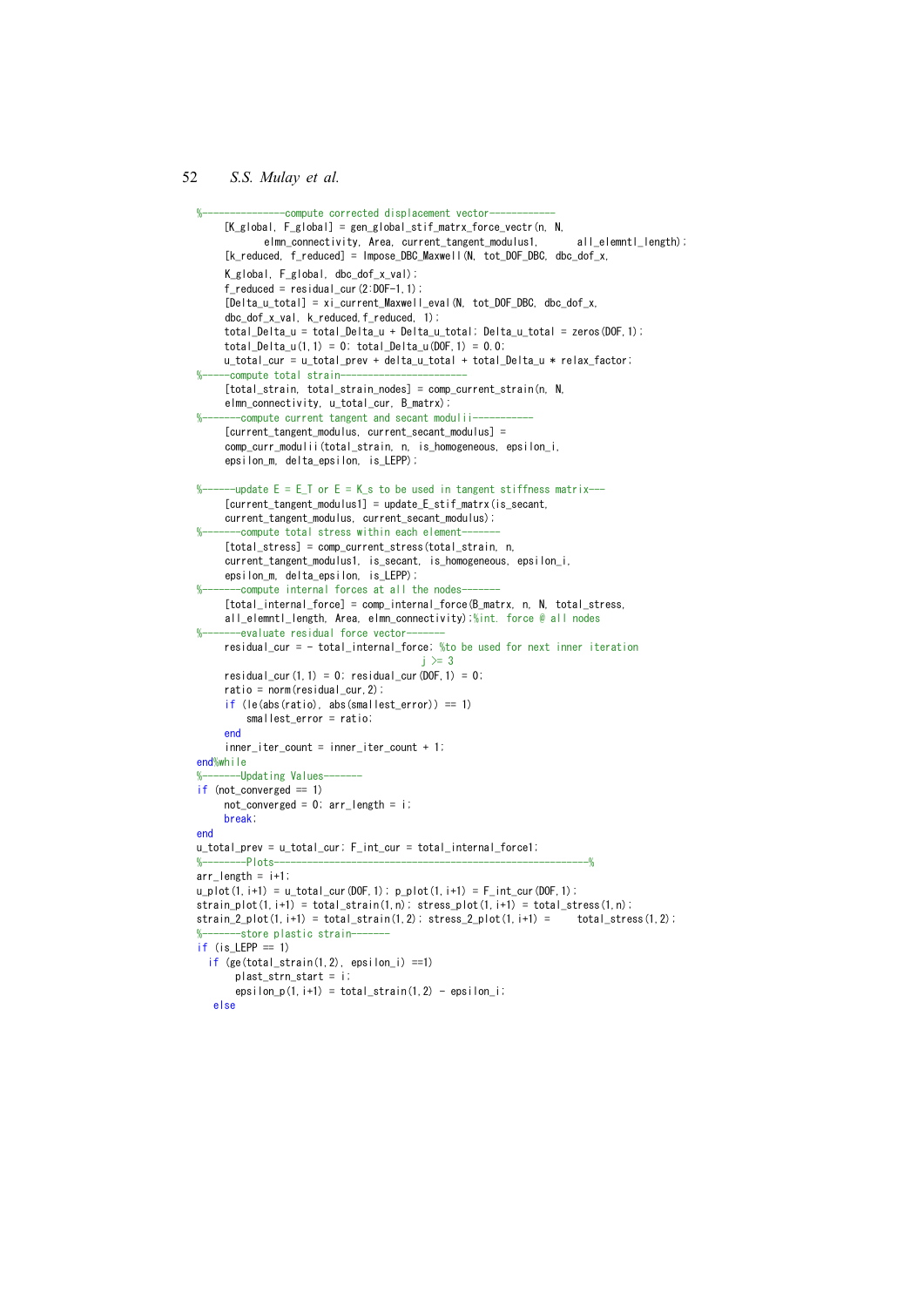```
%--------------compute corrected displacement vector------------
    [K_global, F_global] = gen_global_stif_matrx_force_vectr(n, N,
           elmn_connectivity, Area, current_tangent_modulus1,      all_elemntl_length);
    [k_reduced, f_reduced] = Impose_DBC_Maxwell(N, tot_DOF_DBC, dbc_dof_x,
    K_global, F_global, dbc_dof_x_val);
    f_reduced = residual_cur(2:DOF-1,1);
    [Delta_u_total] = xi_current_Maxwell_eval(N, tot_DOF_DBC, dbc_dof_x,
    dbc_dof_x_val, k_reduced,f_reduced, 1);
    total_Delta_u = total_Delta_u + Delta_u_total; Delta_u_total = zeros(DOF,1);
    total_Delta_u(1,1) = 0; total_Delta_u(DOF,1) = 0.0;
    u_total_cur = u_total_prev + delta_u_total + total_Delta_u * relax_factor;
%-----compute total strain----------------------
    [total_strain, total_strain_nodes] = comp_current_strain(n, N,
    elmn_connectivity, u_total_cur, B_matrx);
%-------compute current tangent and secant moduli i-----------
    [current_tangent_modulus, current_secant_modulus] =
    comp_curr_modulii(total_strain, n, is_homogeneous, epsilon_i,
    epsilon_m, delta_epsilon, is_LEPP);

%------update E = E_T or E = K_s to be used in tangent stiffness matrix---
    [current_tangent_modulus1] = update_E_stif_matrx(is_secant,
    current_tangent_modulus, current_secant_modulus);
%-------compute total stress within each element-------
    [total_stress] = comp_current_stress(total_strain, n,
    current_tangent_modulus1, is_secant, is_homogeneous, epsilon_i,
    epsilon_m, delta_epsilon, is_LEPP);
%-------compute internal forces at all the nodes-------
    [total_internal_force] = comp_internal_force(B_matrx, n, N, total_stress,
    all_elemntl_length, Area, elmn_connectivity);%int. force @ all nodes
%------evaluate residual force vector-------
    residual_cur = - total_internal_force; %to be used for next inner iteration
                                        j >= 3
    residual_cur(1,1) = 0; residual_cur(DOF,1) = 0;
    ratio = norm(residual_cur,2);
    if (le(abs(ratio), abs(smallest_error)) == 1)
        smallest_error = ratio;
    end
    inner_iter_count = inner_iter_count + 1;
end%while
%-------Updating Values-------
if (not_converged == 1)
    not_converged = 0; arr_length = i;
    break;
end
u_total_prev = u_total_cur; F_int_cur = total_internal_force1;
%--------Plots----------------------------------------------------------%
arr_length = i+1;
u_plot(1,i+1) = u_total_cur(DOF,1); p_plot(1,i+1) = F_int_cur(DOF,1);
strain_plot(1,i+1) = total_strain(1,n); stress_plot(1,i+1) = total_stress(1,n);
strain_2_plot(1,i+1) = total_strain(1,2); stress_2_plot(1,i+1) =     total_stress(1,2);
%-------store plastic strain-------
if (is_LEPP == 1)
  if (ge(total_strain(1,2), epsilon_i) ==1)
      plast_strn_start = i;
      epsilon_p(1,i+1) = total_strain(1,2) - epsilon_i;
  else
```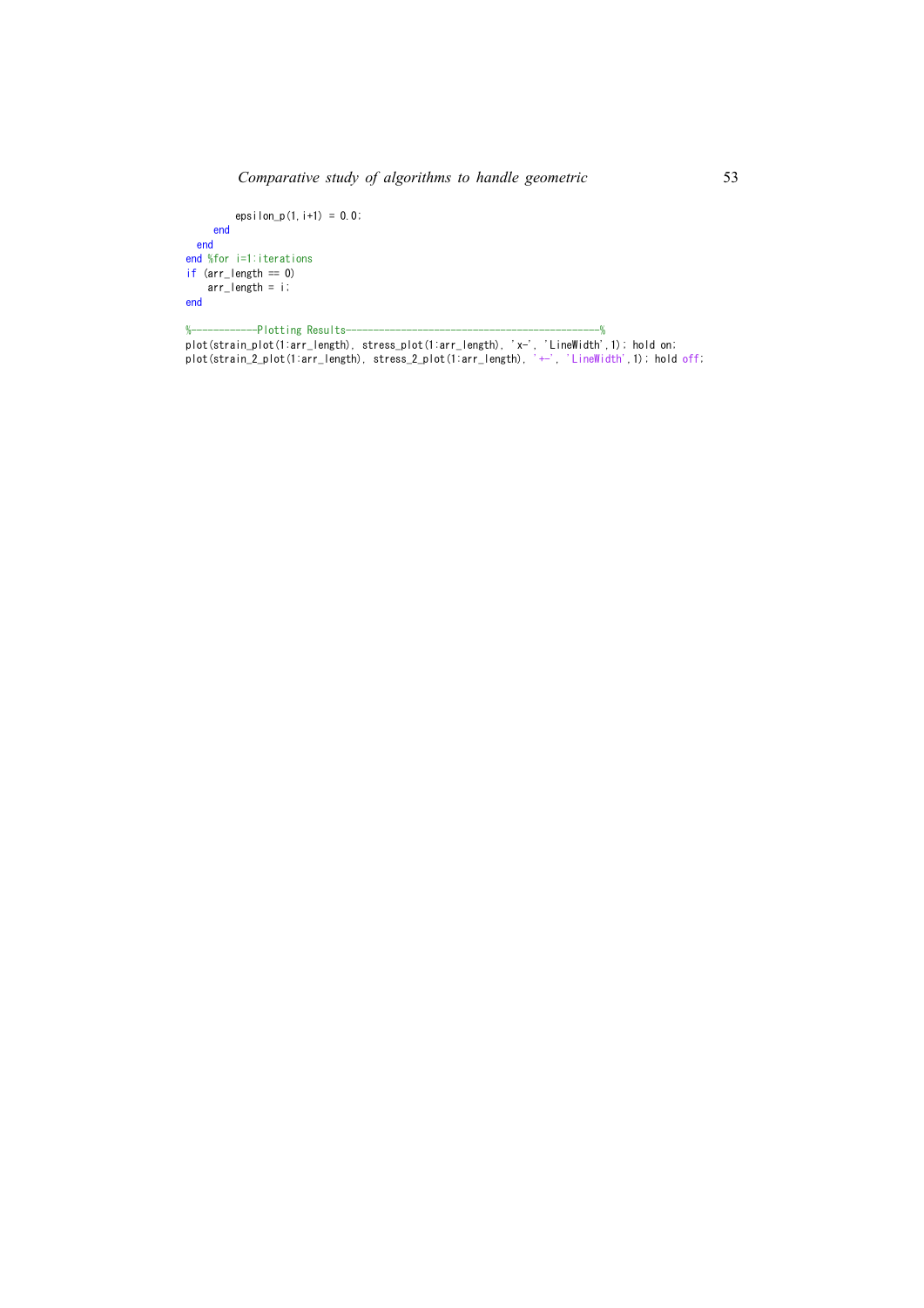```
        epsilon_p(1,i+1) = 0.0;
    end
  end
end %for i=1:iterations
if (arr_length == 0)
    arr_length = i;
end

%------------Plotting Results-----------------------------------------------%
plot(strain_plot(1:arr_length), stress_plot(1:arr_length), 'x-', 'LineWidth',1); hold on;
plot(strain_2_plot(1:arr_length), stress_2_plot(1:arr_length), '+-', 'LineWidth',1); hold off;
```